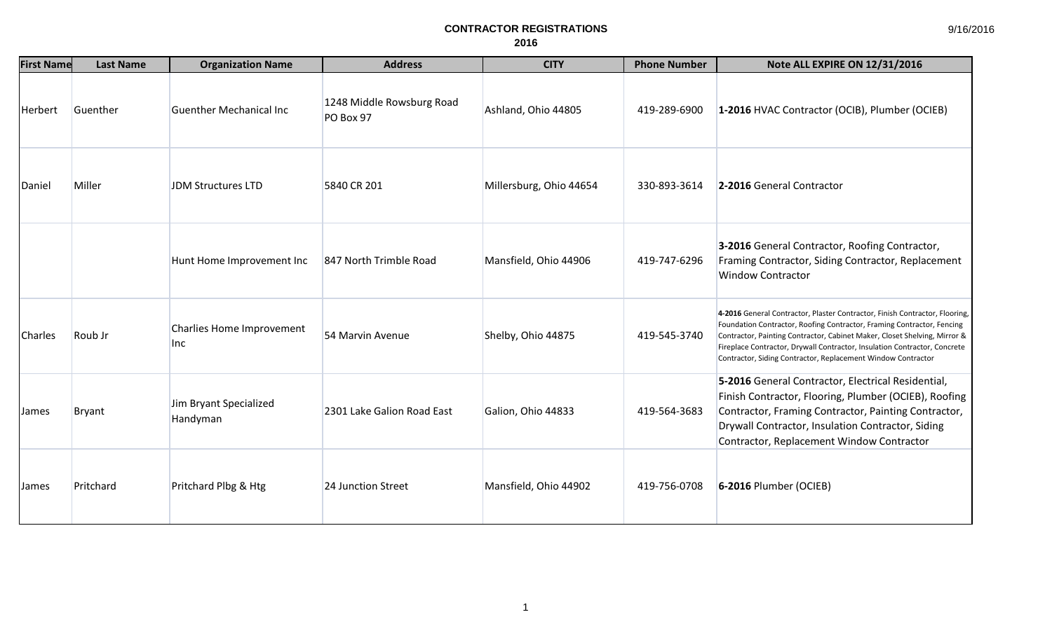# CONTRACTOR REGISTRATIONS

## 2016

9/16/2016

| First Name | Last Name | Organization Name | Address | CITY | Phone Number | Note ALL EXPIRE ON 12/31/2016 |
|---|---|---|---|---|---|---|
| Herbert | Guenther | Guenther Mechanical Inc | 1248 Middle Rowsburg Road PO Box 97 | Ashland, Ohio 44805 | 419-289-6900 | **1-2016** HVAC Contractor (OCIB), Plumber (OCIEB) |
| Daniel | Miller | JDM Structures LTD | 5840 CR 201 | Millersburg, Ohio 44654 | 330-893-3614 | **2-2016** General Contractor |
| | | Hunt Home Improvement Inc | 847 North Trimble Road | Mansfield, Ohio 44906 | 419-747-6296 | **3-2016** General Contractor, Roofing Contractor, Framing Contractor, Siding Contractor, Replacement Window Contractor |
| Charles | Roub Jr | Charlies Home Improvement Inc | 54 Marvin Avenue | Shelby, Ohio 44875 | 419-545-3740 | **4-2016** General Contractor, Plaster Contractor, Finish Contractor, Flooring, Foundation Contractor, Roofing Contractor, Framing Contractor, Fencing Contractor, Painting Contractor, Cabinet Maker, Closet Shelving, Mirror & Fireplace Contractor, Drywall Contractor, Insulation Contractor, Concrete Contractor, Siding Contractor, Replacement Window Contractor |
| James | Bryant | Jim Bryant Specialized Handyman | 2301 Lake Galion Road East | Galion, Ohio 44833 | 419-564-3683 | **5-2016** General Contractor, Electrical Residential, Finish Contractor, Flooring, Plumber (OCIEB), Roofing Contractor, Framing Contractor, Painting Contractor, Drywall Contractor, Insulation Contractor, Siding Contractor, Replacement Window Contractor |
| James | Pritchard | Pritchard Plbg & Htg | 24 Junction Street | Mansfield, Ohio 44902 | 419-756-0708 | **6-2016** Plumber (OCIEB) |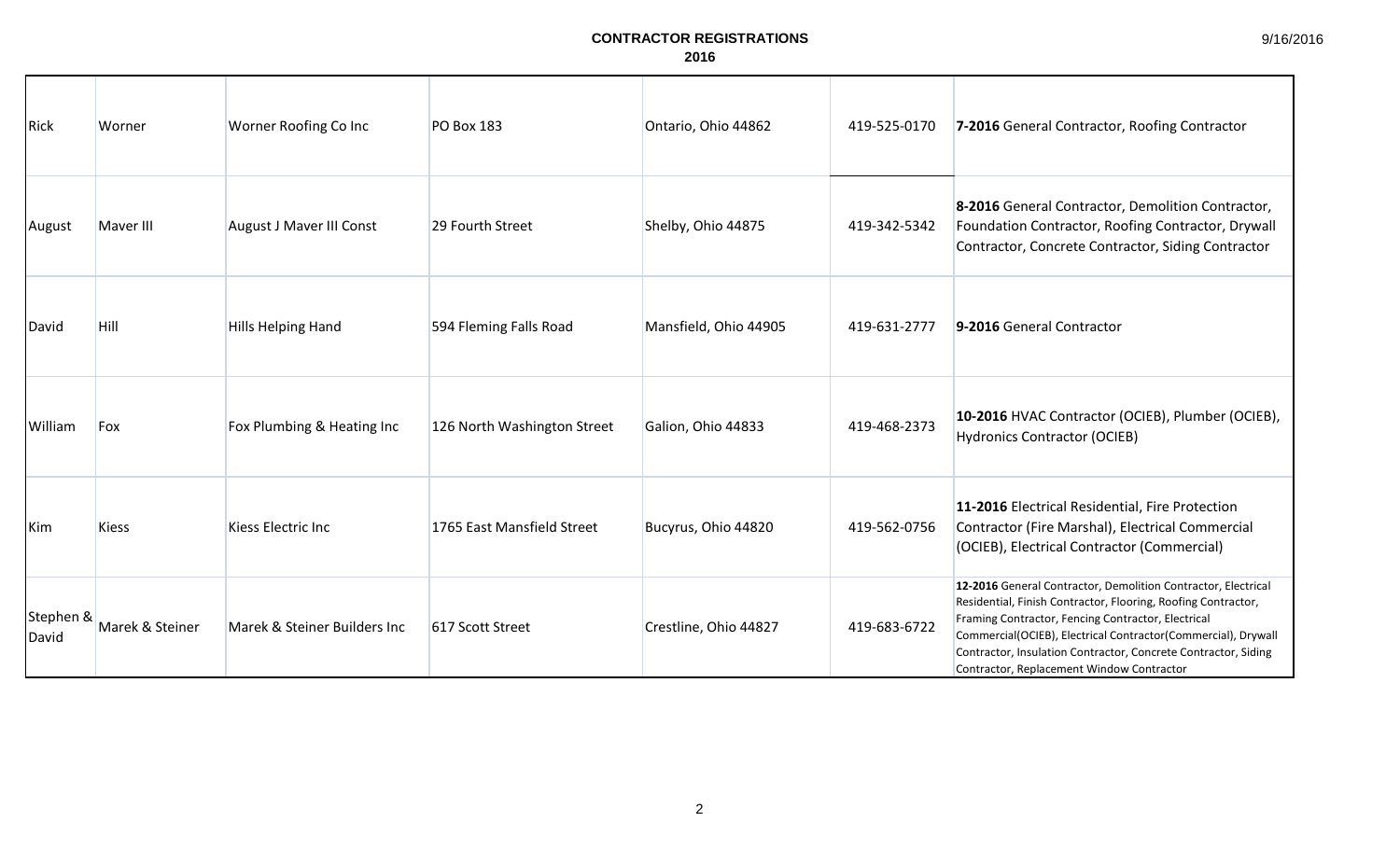**CONTRACTOR REGISTRATIONS**
**2016**

| | | | | | | |
|---|---|---|---|---|---|---|
| Rick | Worner | Worner Roofing Co Inc | PO Box 183 | Ontario, Ohio 44862 | 419-525-0170 | **7-2016** General Contractor, Roofing Contractor |
| August | Maver III | August J Maver III Const | 29 Fourth Street | Shelby, Ohio 44875 | 419-342-5342 | **8-2016** General Contractor, Demolition Contractor, Foundation Contractor, Roofing Contractor, Drywall Contractor, Concrete Contractor, Siding Contractor |
| David | Hill | Hills Helping Hand | 594 Fleming Falls Road | Mansfield, Ohio 44905 | 419-631-2777 | **9-2016** General Contractor |
| William | Fox | Fox Plumbing & Heating Inc | 126 North Washington Street | Galion, Ohio 44833 | 419-468-2373 | **10-2016** HVAC Contractor (OCIEB), Plumber (OCIEB), Hydronics Contractor (OCIEB) |
| Kim | Kiess | Kiess Electric Inc | 1765 East Mansfield Street | Bucyrus, Ohio 44820 | 419-562-0756 | **11-2016** Electrical Residential, Fire Protection Contractor (Fire Marshal), Electrical Commercial (OCIEB), Electrical Contractor (Commercial) |
| Stephen & David | Marek & Steiner | Marek & Steiner Builders Inc | 617 Scott Street | Crestline, Ohio 44827 | 419-683-6722 | **12-2016** General Contractor, Demolition Contractor, Electrical Residential, Finish Contractor, Flooring, Roofing Contractor, Framing Contractor, Fencing Contractor, Electrical Commercial(OCIEB), Electrical Contractor(Commercial), Drywall Contractor, Insulation Contractor, Concrete Contractor, Siding Contractor, Replacement Window Contractor |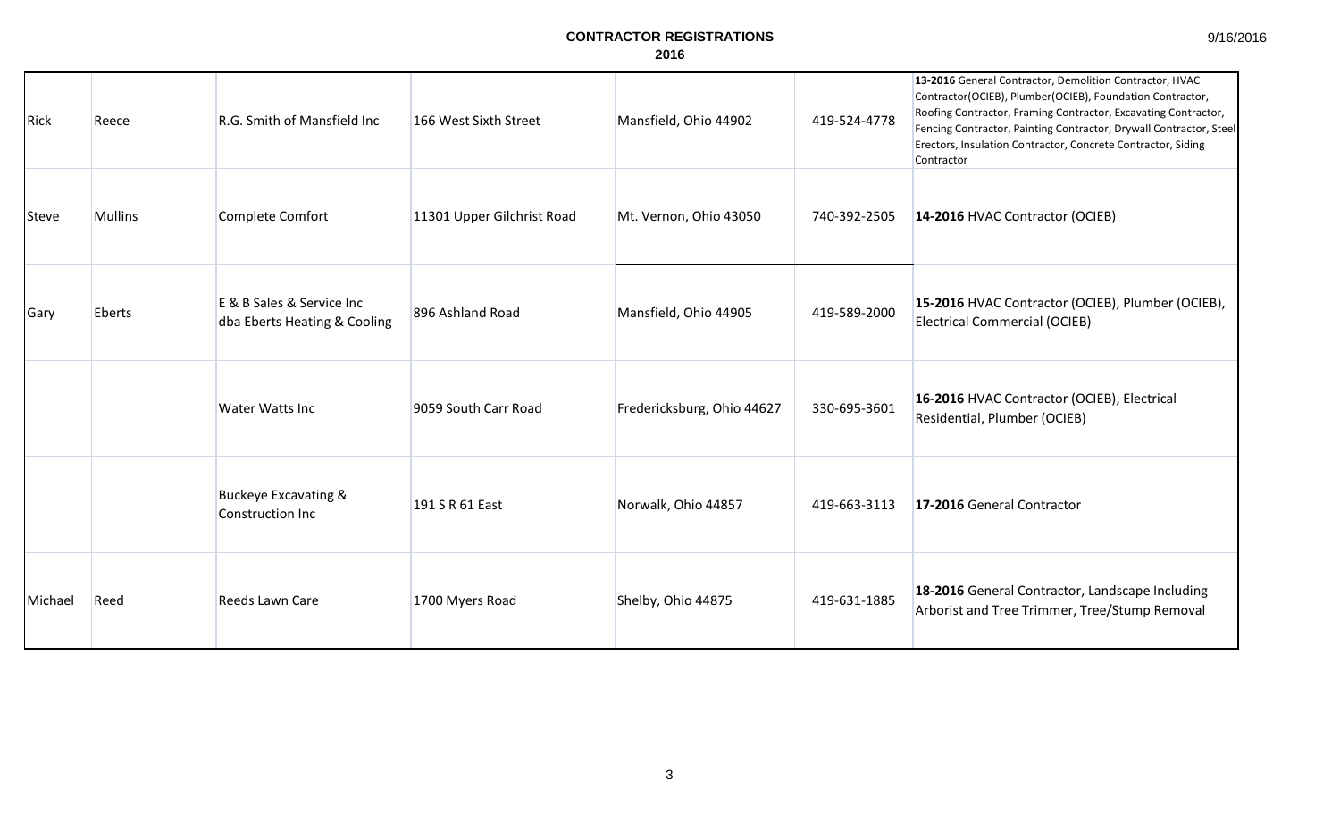**CONTRACTOR REGISTRATIONS**
**2016**

| | | | | | | |
|---|---|---|---|---|---|---|
| Rick | Reece | R.G. Smith of Mansfield Inc | 166 West Sixth Street | Mansfield, Ohio 44902 | 419-524-4778 | **13-2016** General Contractor, Demolition Contractor, HVAC Contractor(OCIEB), Plumber(OCIEB), Foundation Contractor, Roofing Contractor, Framing Contractor, Excavating Contractor, Fencing Contractor, Painting Contractor, Drywall Contractor, Steel Erectors, Insulation Contractor, Concrete Contractor, Siding Contractor |
| Steve | Mullins | Complete Comfort | 11301 Upper Gilchrist Road | Mt. Vernon, Ohio 43050 | 740-392-2505 | **14-2016** HVAC Contractor (OCIEB) |
| Gary | Eberts | E & B Sales & Service Inc dba Eberts Heating & Cooling | 896 Ashland Road | Mansfield, Ohio 44905 | 419-589-2000 | **15-2016** HVAC Contractor (OCIEB), Plumber (OCIEB), Electrical Commercial (OCIEB) |
| | | Water Watts Inc | 9059 South Carr Road | Fredericksburg, Ohio 44627 | 330-695-3601 | **16-2016** HVAC Contractor (OCIEB), Electrical Residential, Plumber (OCIEB) |
| | | Buckeye Excavating & Construction Inc | 191 S R 61 East | Norwalk, Ohio 44857 | 419-663-3113 | **17-2016** General Contractor |
| Michael | Reed | Reeds Lawn Care | 1700 Myers Road | Shelby, Ohio 44875 | 419-631-1885 | **18-2016** General Contractor, Landscape Including Arborist and Tree Trimmer, Tree/Stump Removal |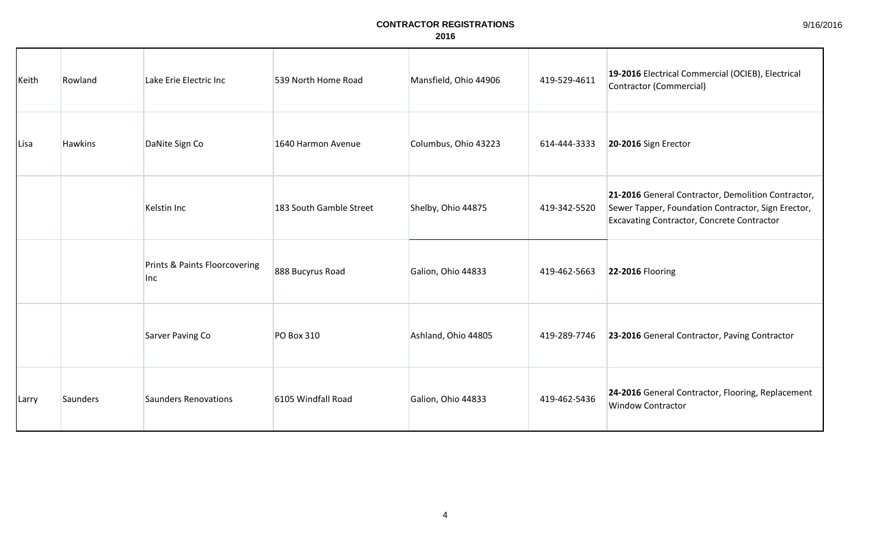**CONTRACTOR REGISTRATIONS**
**2016**

| | | | | | | |
|---|---|---|---|---|---|---|
| Keith | Rowland | Lake Erie Electric Inc | 539 North Home Road | Mansfield, Ohio 44906 | 419-529-4611 | **19-2016** Electrical Commercial (OCIEB), Electrical Contractor (Commercial) |
| Lisa | Hawkins | DaNite Sign Co | 1640 Harmon Avenue | Columbus, Ohio 43223 | 614-444-3333 | **20-2016** Sign Erector |
| | | Kelstin Inc | 183 South Gamble Street | Shelby, Ohio 44875 | 419-342-5520 | **21-2016** General Contractor, Demolition Contractor, Sewer Tapper, Foundation Contractor, Sign Erector, Excavating Contractor, Concrete Contractor |
| | | Prints & Paints Floorcovering Inc | 888 Bucyrus Road | Galion, Ohio 44833 | 419-462-5663 | **22-2016** Flooring |
| | | Sarver Paving Co | PO Box 310 | Ashland, Ohio 44805 | 419-289-7746 | **23-2016** General Contractor, Paving Contractor |
| Larry | Saunders | Saunders Renovations | 6105 Windfall Road | Galion, Ohio 44833 | 419-462-5436 | **24-2016** General Contractor, Flooring, Replacement Window Contractor |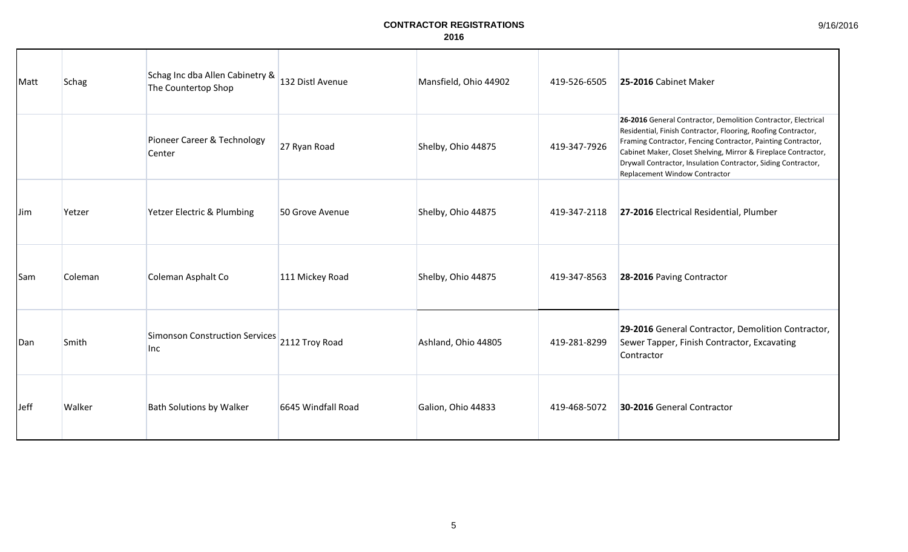**CONTRACTOR REGISTRATIONS**
**2016**

| | | | | | | |
|---|---|---|---|---|---|---|
| Matt | Schag | Schag Inc dba Allen Cabinetry & The Countertop Shop | 132 Distl Avenue | Mansfield, Ohio 44902 | 419-526-6505 | **25-2016** Cabinet Maker |
| | | Pioneer Career & Technology Center | 27 Ryan Road | Shelby, Ohio 44875 | 419-347-7926 | **26-2016** General Contractor, Demolition Contractor, Electrical Residential, Finish Contractor, Flooring, Roofing Contractor, Framing Contractor, Fencing Contractor, Painting Contractor, Cabinet Maker, Closet Shelving, Mirror & Fireplace Contractor, Drywall Contractor, Insulation Contractor, Siding Contractor, Replacement Window Contractor |
| Jim | Yetzer | Yetzer Electric & Plumbing | 50 Grove Avenue | Shelby, Ohio 44875 | 419-347-2118 | **27-2016** Electrical Residential, Plumber |
| Sam | Coleman | Coleman Asphalt Co | 111 Mickey Road | Shelby, Ohio 44875 | 419-347-8563 | **28-2016** Paving Contractor |
| Dan | Smith | Simonson Construction Services Inc | 2112 Troy Road | Ashland, Ohio 44805 | 419-281-8299 | **29-2016** General Contractor, Demolition Contractor, Sewer Tapper, Finish Contractor, Excavating Contractor |
| Jeff | Walker | Bath Solutions by Walker | 6645 Windfall Road | Galion, Ohio 44833 | 419-468-5072 | **30-2016** General Contractor |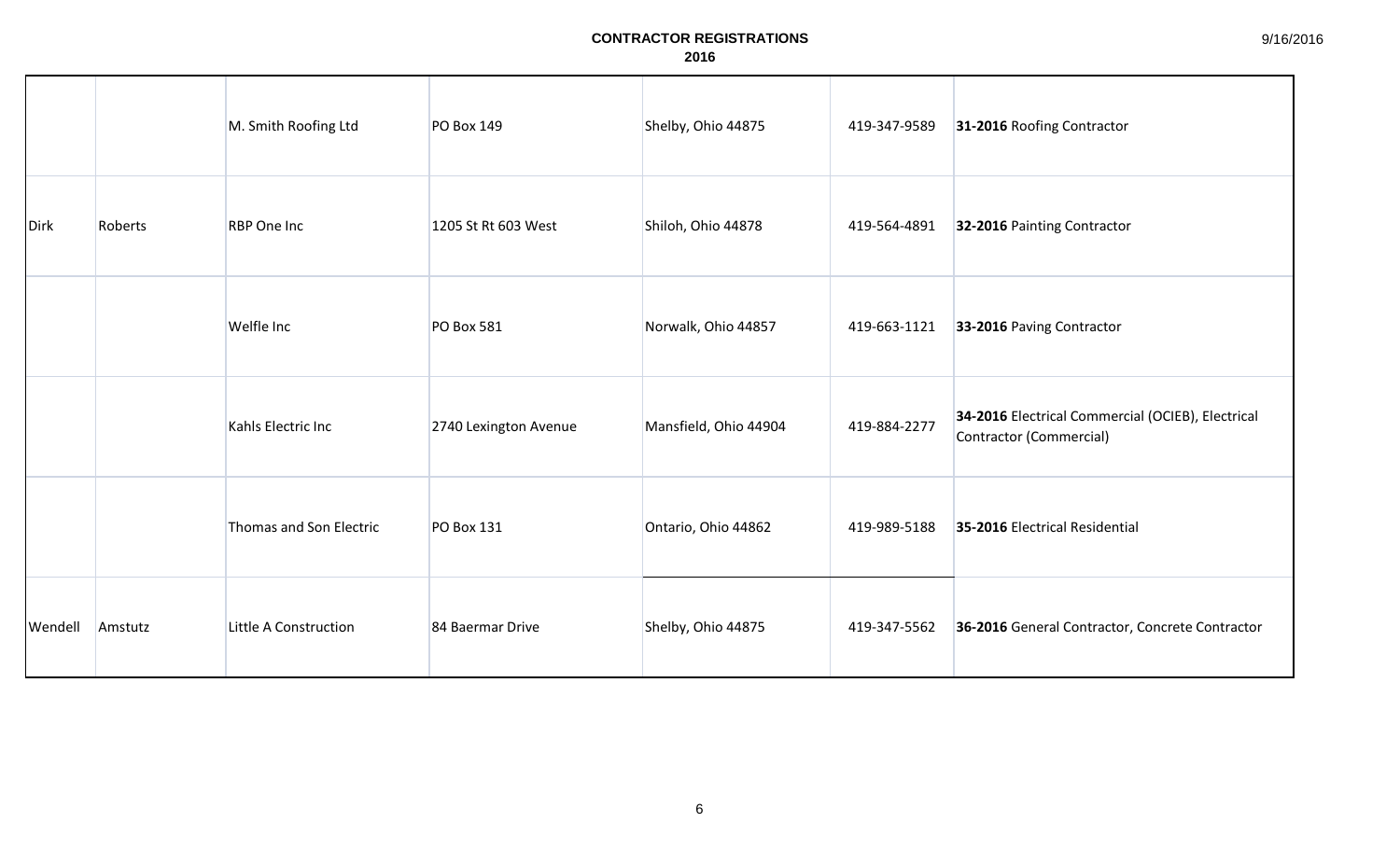# CONTRACTOR REGISTRATIONS

## 2016

| | | | | | | |
|---|---|---|---|---|---|---|
| | | M. Smith Roofing Ltd | PO Box 149 | Shelby, Ohio 44875 | 419-347-9589 | **31-2016** Roofing Contractor |
| Dirk | Roberts | RBP One Inc | 1205 St Rt 603 West | Shiloh, Ohio 44878 | 419-564-4891 | **32-2016** Painting Contractor |
| | | Welfle Inc | PO Box 581 | Norwalk, Ohio 44857 | 419-663-1121 | **33-2016** Paving Contractor |
| | | Kahls Electric Inc | 2740 Lexington Avenue | Mansfield, Ohio 44904 | 419-884-2277 | **34-2016** Electrical Commercial (OCIEB), Electrical Contractor (Commercial) |
| | | Thomas and Son Electric | PO Box 131 | Ontario, Ohio 44862 | 419-989-5188 | **35-2016** Electrical Residential |
| Wendell | Amstutz | Little A Construction | 84 Baermar Drive | Shelby, Ohio 44875 | 419-347-5562 | **36-2016** General Contractor, Concrete Contractor |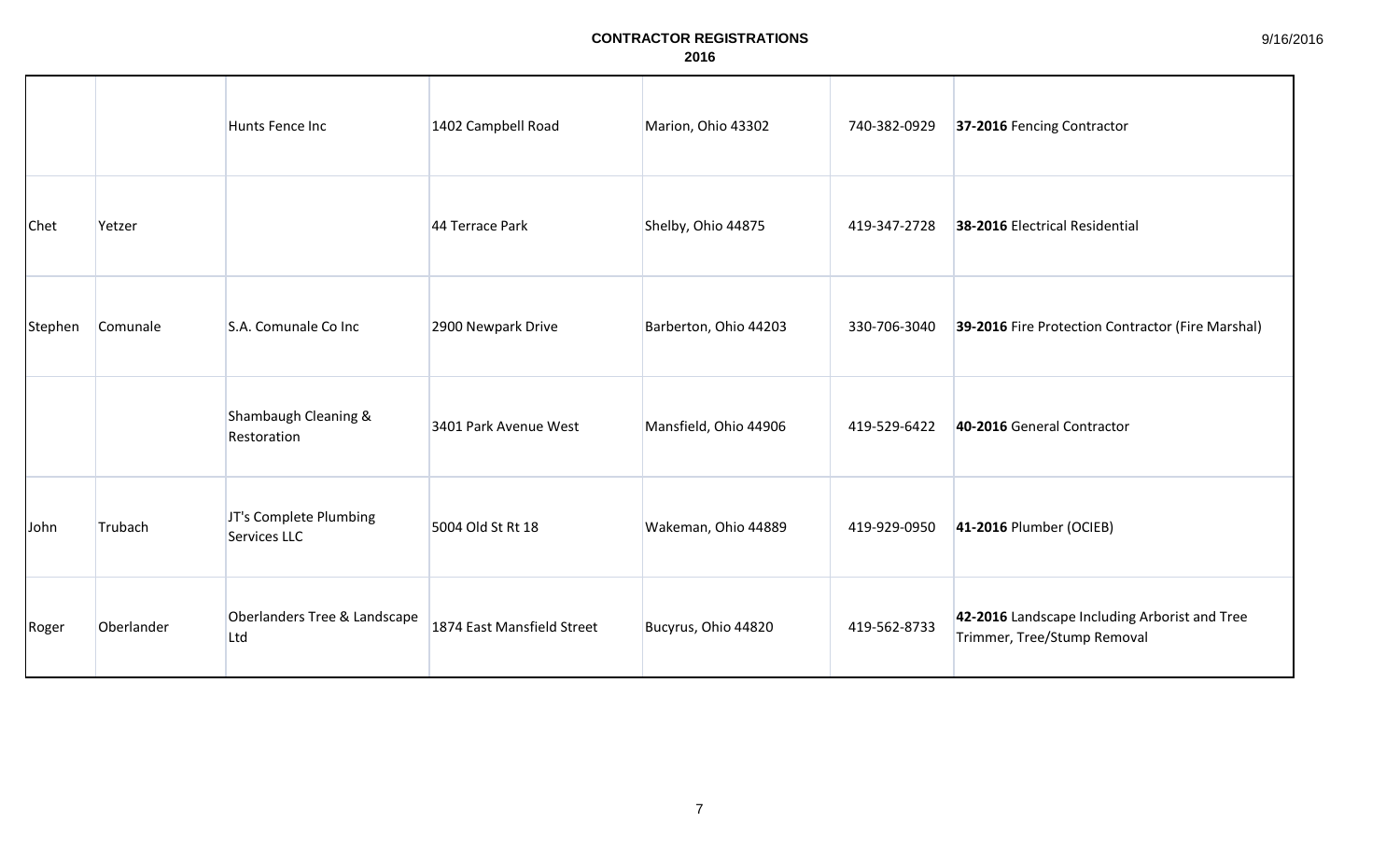# CONTRACTOR REGISTRATIONS
## 2016

| | | | | | | |
|---|---|---|---|---|---|---|
| | | Hunts Fence Inc | 1402 Campbell Road | Marion, Ohio 43302 | 740-382-0929 | **37-2016** Fencing Contractor |
| Chet | Yetzer | | 44 Terrace Park | Shelby, Ohio 44875 | 419-347-2728 | **38-2016** Electrical Residential |
| Stephen | Comunale | S.A. Comunale Co Inc | 2900 Newpark Drive | Barberton, Ohio 44203 | 330-706-3040 | **39-2016** Fire Protection Contractor (Fire Marshal) |
| | | Shambaugh Cleaning & Restoration | 3401 Park Avenue West | Mansfield, Ohio 44906 | 419-529-6422 | **40-2016** General Contractor |
| John | Trubach | JT's Complete Plumbing Services LLC | 5004 Old St Rt 18 | Wakeman, Ohio 44889 | 419-929-0950 | **41-2016** Plumber (OCIEB) |
| Roger | Oberlander | Oberlanders Tree & Landscape Ltd | 1874 East Mansfield Street | Bucyrus, Ohio 44820 | 419-562-8733 | **42-2016** Landscape Including Arborist and Tree Trimmer, Tree/Stump Removal |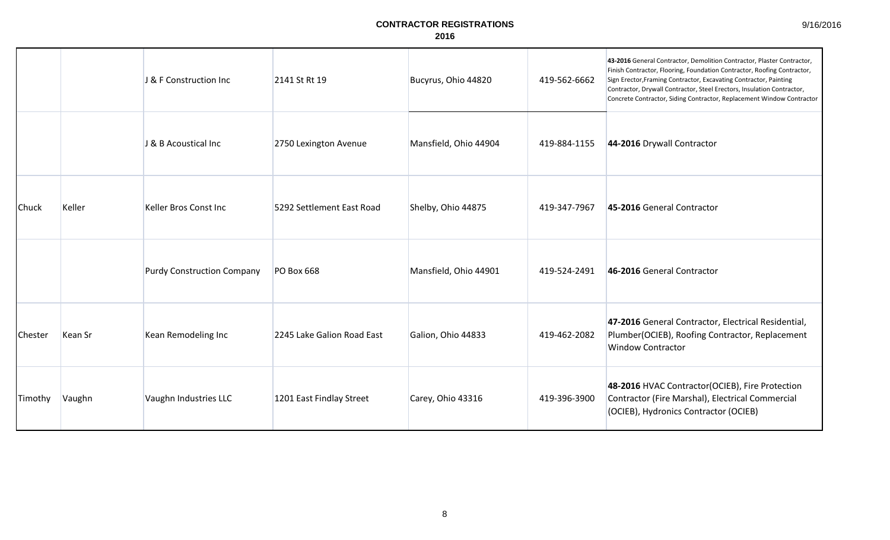| | | | | | | |
|---|---|---|---|---|---|---|
| | | J & F Construction Inc | 2141 St Rt 19 | Bucyrus, Ohio 44820 | 419-562-6662 | **43-2016** General Contractor, Demolition Contractor, Plaster Contractor, Finish Contractor, Flooring, Foundation Contractor, Roofing Contractor, Sign Erector,Framing Contractor, Excavating Contractor, Painting Contractor, Drywall Contractor, Steel Erectors, Insulation Contractor, Concrete Contractor, Siding Contractor, Replacement Window Contractor |
| | | J & B Acoustical Inc | 2750 Lexington Avenue | Mansfield, Ohio 44904 | 419-884-1155 | **44-2016** Drywall Contractor |
| Chuck | Keller | Keller Bros Const Inc | 5292 Settlement East Road | Shelby, Ohio 44875 | 419-347-7967 | **45-2016** General Contractor |
| | | Purdy Construction Company | PO Box 668 | Mansfield, Ohio 44901 | 419-524-2491 | **46-2016** General Contractor |
| Chester | Kean Sr | Kean Remodeling Inc | 2245 Lake Galion Road East | Galion, Ohio 44833 | 419-462-2082 | **47-2016** General Contractor, Electrical Residential, Plumber(OCIEB), Roofing Contractor, Replacement Window Contractor |
| Timothy | Vaughn | Vaughn Industries LLC | 1201 East Findlay Street | Carey, Ohio 43316 | 419-396-3900 | **48-2016** HVAC Contractor(OCIEB), Fire Protection Contractor (Fire Marshal), Electrical Commercial (OCIEB), Hydronics Contractor (OCIEB) |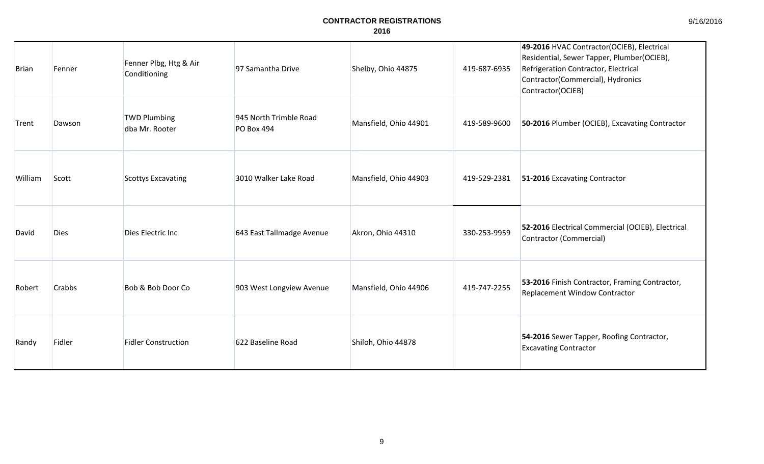**CONTRACTOR REGISTRATIONS**
**2016**

| | | | | | | |
|---|---|---|---|---|---|---|
| Brian | Fenner | Fenner Plbg, Htg & Air Conditioning | 97 Samantha Drive | Shelby, Ohio 44875 | 419-687-6935 | **49-2016** HVAC Contractor(OCIEB), Electrical Residential, Sewer Tapper, Plumber(OCIEB), Refrigeration Contractor, Electrical Contractor(Commercial), Hydronics Contractor(OCIEB) |
| Trent | Dawson | TWD Plumbing dba Mr. Rooter | 945 North Trimble Road PO Box 494 | Mansfield, Ohio 44901 | 419-589-9600 | **50-2016** Plumber (OCIEB), Excavating Contractor |
| William | Scott | Scottys Excavating | 3010 Walker Lake Road | Mansfield, Ohio 44903 | 419-529-2381 | **51-2016** Excavating Contractor |
| David | Dies | Dies Electric Inc | 643 East Tallmadge Avenue | Akron, Ohio 44310 | 330-253-9959 | **52-2016** Electrical Commercial (OCIEB), Electrical Contractor (Commercial) |
| Robert | Crabbs | Bob & Bob Door Co | 903 West Longview Avenue | Mansfield, Ohio 44906 | 419-747-2255 | **53-2016** Finish Contractor, Framing Contractor, Replacement Window Contractor |
| Randy | Fidler | Fidler Construction | 622 Baseline Road | Shiloh, Ohio 44878 | | **54-2016** Sewer Tapper, Roofing Contractor, Excavating Contractor |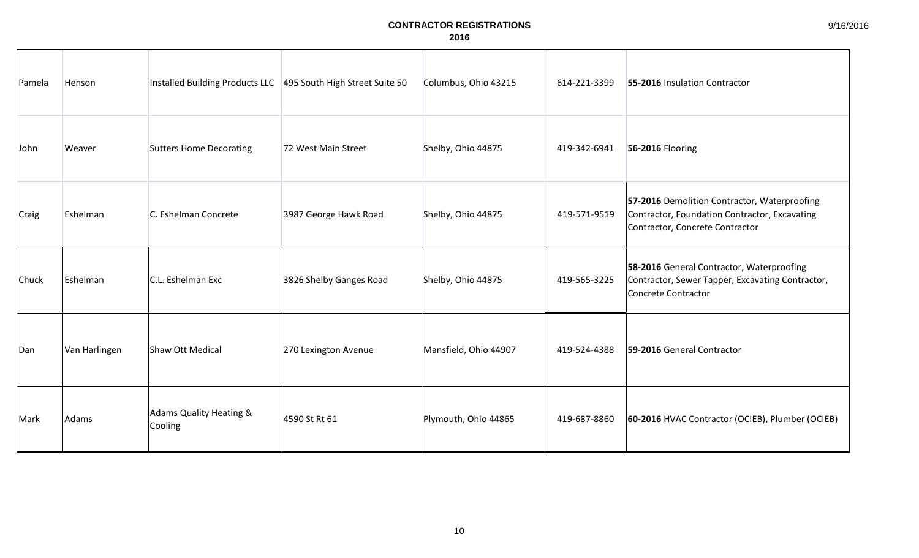**CONTRACTOR REGISTRATIONS**
**2016**

| | | | | | | |
|---|---|---|---|---|---|---|
| Pamela | Henson | Installed Building Products LLC | 495 South High Street Suite 50 | Columbus, Ohio 43215 | 614-221-3399 | **55-2016** Insulation Contractor |
| John | Weaver | Sutters Home Decorating | 72 West Main Street | Shelby, Ohio 44875 | 419-342-6941 | **56-2016** Flooring |
| Craig | Eshelman | C. Eshelman Concrete | 3987 George Hawk Road | Shelby, Ohio 44875 | 419-571-9519 | **57-2016** Demolition Contractor, Waterproofing Contractor, Foundation Contractor, Excavating Contractor, Concrete Contractor |
| Chuck | Eshelman | C.L. Eshelman Exc | 3826 Shelby Ganges Road | Shelby, Ohio 44875 | 419-565-3225 | **58-2016** General Contractor, Waterproofing Contractor, Sewer Tapper, Excavating Contractor, Concrete Contractor |
| Dan | Van Harlingen | Shaw Ott Medical | 270 Lexington Avenue | Mansfield, Ohio 44907 | 419-524-4388 | **59-2016** General Contractor |
| Mark | Adams | Adams Quality Heating & Cooling | 4590 St Rt 61 | Plymouth, Ohio 44865 | 419-687-8860 | **60-2016** HVAC Contractor (OCIEB), Plumber (OCIEB) |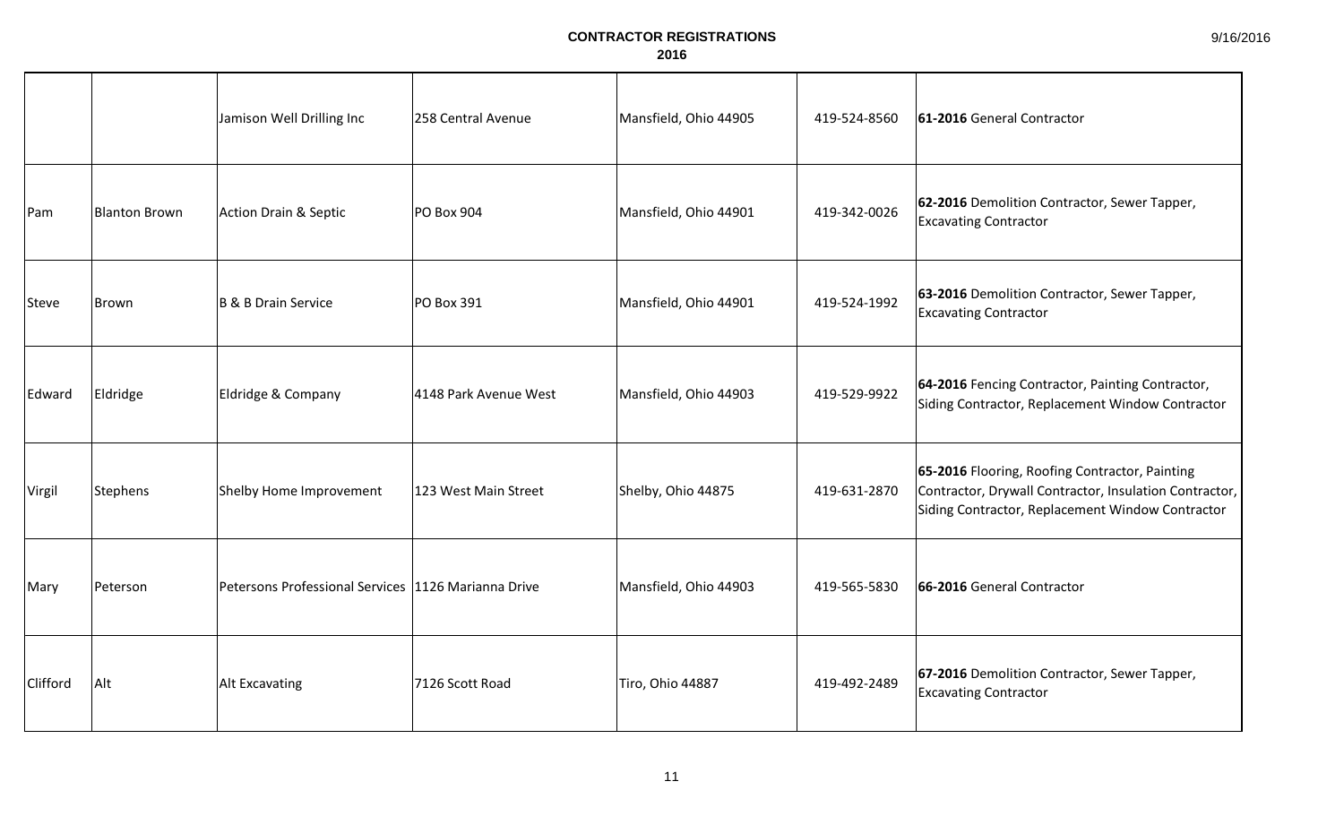**CONTRACTOR REGISTRATIONS**

**2016**

| | | | | | | |
|---|---|---|---|---|---|---|
| | | Jamison Well Drilling Inc | 258 Central Avenue | Mansfield, Ohio 44905 | 419-524-8560 | **61-2016** General Contractor |
| Pam | Blanton Brown | Action Drain & Septic | PO Box 904 | Mansfield, Ohio 44901 | 419-342-0026 | **62-2016** Demolition Contractor, Sewer Tapper, Excavating Contractor |
| Steve | Brown | B & B Drain Service | PO Box 391 | Mansfield, Ohio 44901 | 419-524-1992 | **63-2016** Demolition Contractor, Sewer Tapper, Excavating Contractor |
| Edward | Eldridge | Eldridge & Company | 4148 Park Avenue West | Mansfield, Ohio 44903 | 419-529-9922 | **64-2016** Fencing Contractor, Painting Contractor, Siding Contractor, Replacement Window Contractor |
| Virgil | Stephens | Shelby Home Improvement | 123 West Main Street | Shelby, Ohio 44875 | 419-631-2870 | **65-2016** Flooring, Roofing Contractor, Painting Contractor, Drywall Contractor, Insulation Contractor, Siding Contractor, Replacement Window Contractor |
| Mary | Peterson | Petersons Professional Services | 1126 Marianna Drive | Mansfield, Ohio 44903 | 419-565-5830 | **66-2016** General Contractor |
| Clifford | Alt | Alt Excavating | 7126 Scott Road | Tiro, Ohio 44887 | 419-492-2489 | **67-2016** Demolition Contractor, Sewer Tapper, Excavating Contractor |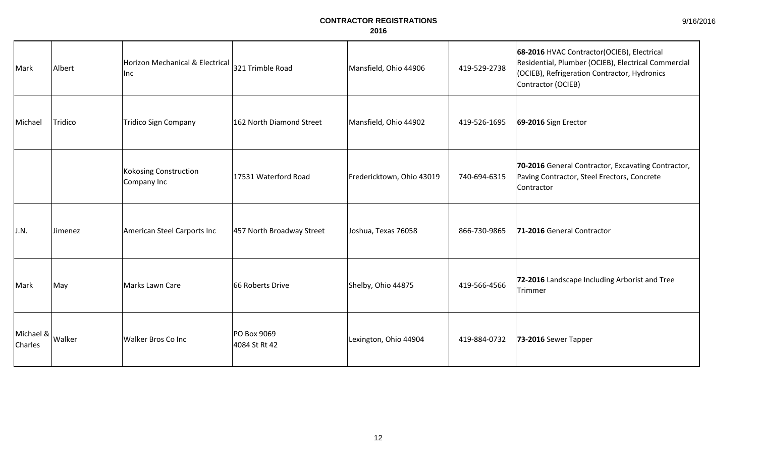**CONTRACTOR REGISTRATIONS**
**2016**

| | | | | | | |
|---|---|---|---|---|---|---|
| Mark | Albert | Horizon Mechanical & Electrical Inc | 321 Trimble Road | Mansfield, Ohio 44906 | 419-529-2738 | **68-2016** HVAC Contractor(OCIEB), Electrical Residential, Plumber (OCIEB), Electrical Commercial (OCIEB), Refrigeration Contractor, Hydronics Contractor (OCIEB) |
| Michael | Tridico | Tridico Sign Company | 162 North Diamond Street | Mansfield, Ohio 44902 | 419-526-1695 | **69-2016** Sign Erector |
| | | Kokosing Construction Company Inc | 17531 Waterford Road | Fredericktown, Ohio 43019 | 740-694-6315 | **70-2016** General Contractor, Excavating Contractor, Paving Contractor, Steel Erectors, Concrete Contractor |
| J.N. | Jimenez | American Steel Carports Inc | 457 North Broadway Street | Joshua, Texas 76058 | 866-730-9865 | **71-2016** General Contractor |
| Mark | May | Marks Lawn Care | 66 Roberts Drive | Shelby, Ohio 44875 | 419-566-4566 | **72-2016** Landscape Including Arborist and Tree Trimmer |
| Michael & Charles | Walker | Walker Bros Co Inc | PO Box 9069<br>4084 St Rt 42 | Lexington, Ohio 44904 | 419-884-0732 | **73-2016** Sewer Tapper |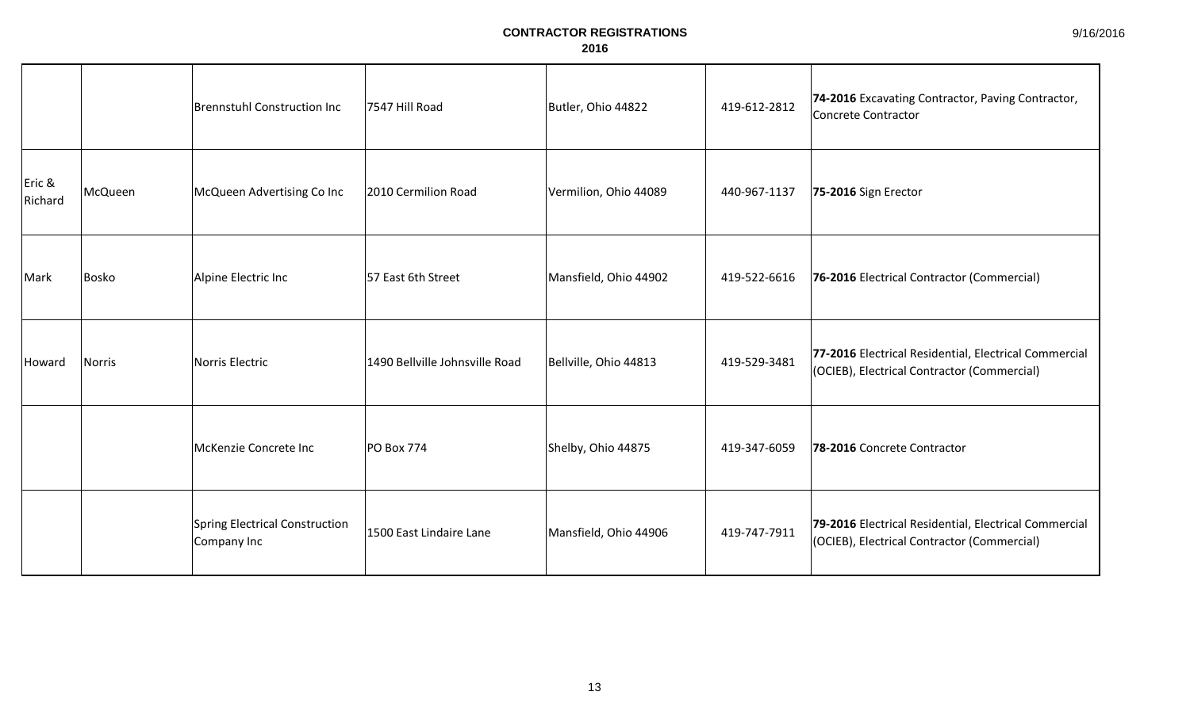# CONTRACTOR REGISTRATIONS
## 2016

| | | | | | | |
|---|---|---|---|---|---|---|
| | | Brennstuhl Construction Inc | 7547 Hill Road | Butler, Ohio 44822 | 419-612-2812 | **74-2016** Excavating Contractor, Paving Contractor, Concrete Contractor |
| Eric & Richard | McQueen | McQueen Advertising Co Inc | 2010 Cermilion Road | Vermilion, Ohio 44089 | 440-967-1137 | **75-2016** Sign Erector |
| Mark | Bosko | Alpine Electric Inc | 57 East 6th Street | Mansfield, Ohio 44902 | 419-522-6616 | **76-2016** Electrical Contractor (Commercial) |
| Howard | Norris | Norris Electric | 1490 Bellville Johnsville Road | Bellville, Ohio 44813 | 419-529-3481 | **77-2016** Electrical Residential, Electrical Commercial (OCIEB), Electrical Contractor (Commercial) |
| | | McKenzie Concrete Inc | PO Box 774 | Shelby, Ohio 44875 | 419-347-6059 | **78-2016** Concrete Contractor |
| | | Spring Electrical Construction Company Inc | 1500 East Lindaire Lane | Mansfield, Ohio 44906 | 419-747-7911 | **79-2016** Electrical Residential, Electrical Commercial (OCIEB), Electrical Contractor (Commercial) |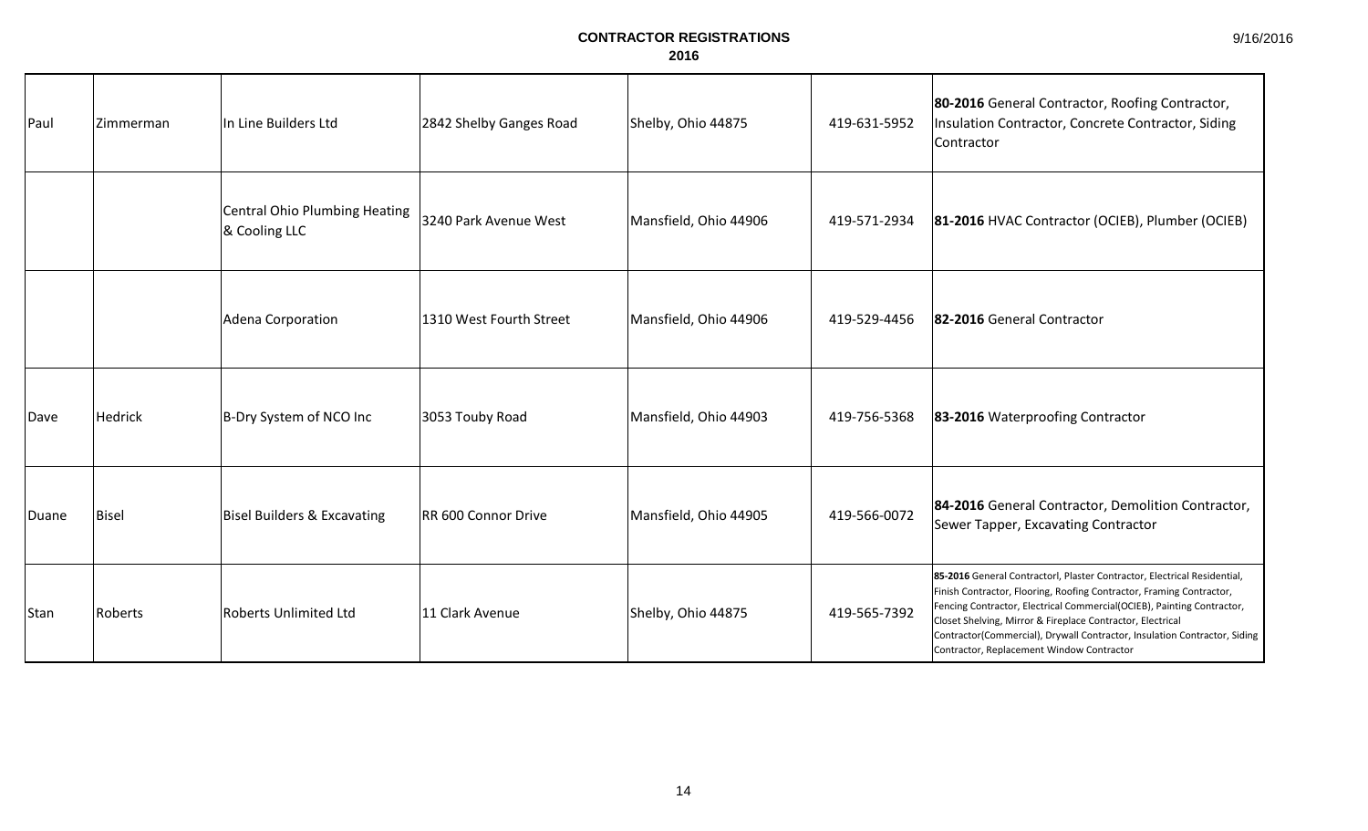# CONTRACTOR REGISTRATIONS

## 2016

| | | | | | | |
|---|---|---|---|---|---|---|
| Paul | Zimmerman | In Line Builders Ltd | 2842 Shelby Ganges Road | Shelby, Ohio 44875 | 419-631-5952 | **80-2016** General Contractor, Roofing Contractor, Insulation Contractor, Concrete Contractor, Siding Contractor |
| | | Central Ohio Plumbing Heating & Cooling LLC | 3240 Park Avenue West | Mansfield, Ohio 44906 | 419-571-2934 | **81-2016** HVAC Contractor (OCIEB), Plumber (OCIEB) |
| | | Adena Corporation | 1310 West Fourth Street | Mansfield, Ohio 44906 | 419-529-4456 | **82-2016** General Contractor |
| Dave | Hedrick | B-Dry System of NCO Inc | 3053 Touby Road | Mansfield, Ohio 44903 | 419-756-5368 | **83-2016** Waterproofing Contractor |
| Duane | Bisel | Bisel Builders & Excavating | RR 600 Connor Drive | Mansfield, Ohio 44905 | 419-566-0072 | **84-2016** General Contractor, Demolition Contractor, Sewer Tapper, Excavating Contractor |
| Stan | Roberts | Roberts Unlimited Ltd | 11 Clark Avenue | Shelby, Ohio 44875 | 419-565-7392 | **85-2016** General Contractorl, Plaster Contractor, Electrical Residential, Finish Contractor, Flooring, Roofing Contractor, Framing Contractor, Fencing Contractor, Electrical Commercial(OCIEB), Painting Contractor, Closet Shelving, Mirror & Fireplace Contractor, Electrical Contractor(Commercial), Drywall Contractor, Insulation Contractor, Siding Contractor, Replacement Window Contractor |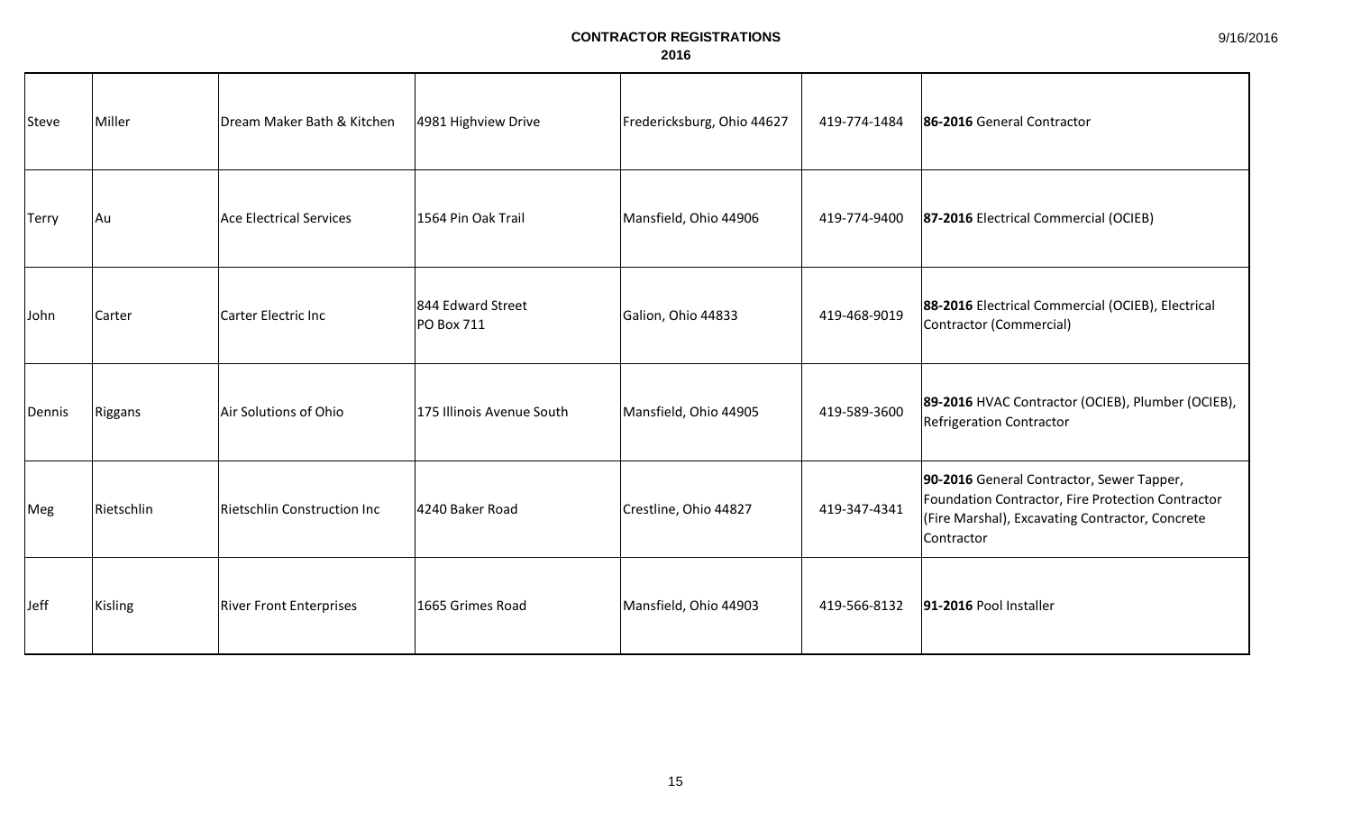# CONTRACTOR REGISTRATIONS
## 2016

| | | | | | | |
|---|---|---|---|---|---|---|
| Steve | Miller | Dream Maker Bath & Kitchen | 4981 Highview Drive | Fredericksburg, Ohio 44627 | 419-774-1484 | **86-2016** General Contractor |
| Terry | Au | Ace Electrical Services | 1564 Pin Oak Trail | Mansfield, Ohio 44906 | 419-774-9400 | **87-2016** Electrical Commercial (OCIEB) |
| John | Carter | Carter Electric Inc | 844 Edward Street PO Box 711 | Galion, Ohio 44833 | 419-468-9019 | **88-2016** Electrical Commercial (OCIEB), Electrical Contractor (Commercial) |
| Dennis | Riggans | Air Solutions of Ohio | 175 Illinois Avenue South | Mansfield, Ohio 44905 | 419-589-3600 | **89-2016** HVAC Contractor (OCIEB), Plumber (OCIEB), Refrigeration Contractor |
| Meg | Rietschlin | Rietschlin Construction Inc | 4240 Baker Road | Crestline, Ohio 44827 | 419-347-4341 | **90-2016** General Contractor, Sewer Tapper, Foundation Contractor, Fire Protection Contractor (Fire Marshal), Excavating Contractor, Concrete Contractor |
| Jeff | Kisling | River Front Enterprises | 1665 Grimes Road | Mansfield, Ohio 44903 | 419-566-8132 | **91-2016** Pool Installer |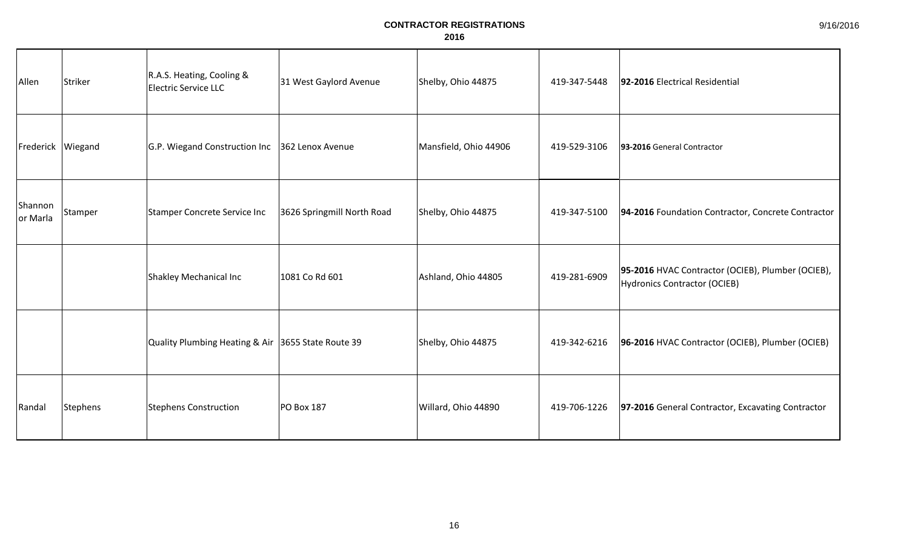# CONTRACTOR REGISTRATIONS
## 2016

| | | | | | | |
|---|---|---|---|---|---|---|
| Allen | Striker | R.A.S. Heating, Cooling & Electric Service LLC | 31 West Gaylord Avenue | Shelby, Ohio 44875 | 419-347-5448 | **92-2016** Electrical Residential |
| Frederick | Wiegand | G.P. Wiegand Construction Inc | 362 Lenox Avenue | Mansfield, Ohio 44906 | 419-529-3106 | **93-2016** General Contractor |
| Shannon or Marla | Stamper | Stamper Concrete Service Inc | 3626 Springmill North Road | Shelby, Ohio 44875 | 419-347-5100 | **94-2016** Foundation Contractor, Concrete Contractor |
| | | Shakley Mechanical Inc | 1081 Co Rd 601 | Ashland, Ohio 44805 | 419-281-6909 | **95-2016** HVAC Contractor (OCIEB), Plumber (OCIEB), Hydronics Contractor (OCIEB) |
| | | Quality Plumbing Heating & Air | 3655 State Route 39 | Shelby, Ohio 44875 | 419-342-6216 | **96-2016** HVAC Contractor (OCIEB), Plumber (OCIEB) |
| Randal | Stephens | Stephens Construction | PO Box 187 | Willard, Ohio 44890 | 419-706-1226 | **97-2016** General Contractor, Excavating Contractor |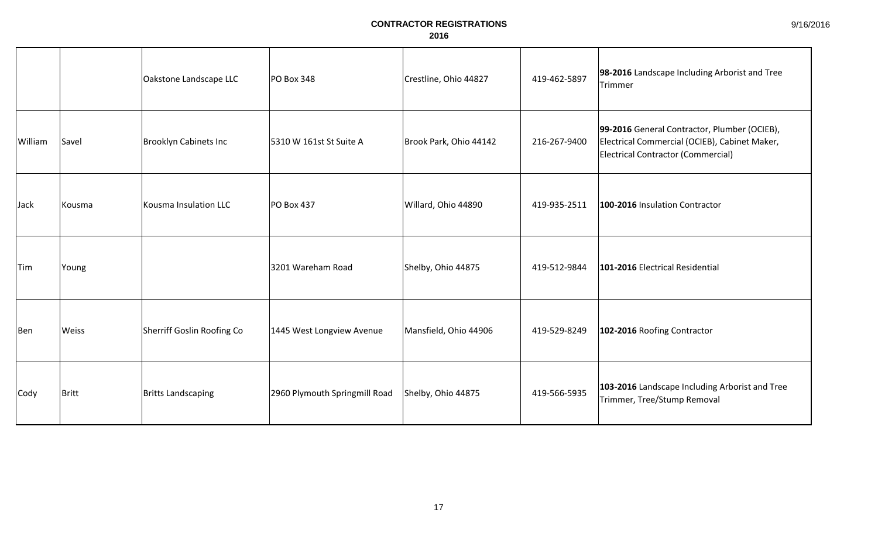**CONTRACTOR REGISTRATIONS**
**2016**

| | | | | | | |
|---|---|---|---|---|---|---|
| | | Oakstone Landscape LLC | PO Box 348 | Crestline, Ohio 44827 | 419-462-5897 | **98-2016** Landscape Including Arborist and Tree Trimmer |
| William | Savel | Brooklyn Cabinets Inc | 5310 W 161st St Suite A | Brook Park, Ohio 44142 | 216-267-9400 | **99-2016** General Contractor, Plumber (OCIEB), Electrical Commercial (OCIEB), Cabinet Maker, Electrical Contractor (Commercial) |
| Jack | Kousma | Kousma Insulation LLC | PO Box 437 | Willard, Ohio 44890 | 419-935-2511 | **100-2016** Insulation Contractor |
| Tim | Young | | 3201 Wareham Road | Shelby, Ohio 44875 | 419-512-9844 | **101-2016** Electrical Residential |
| Ben | Weiss | Sherriff Goslin Roofing Co | 1445 West Longview Avenue | Mansfield, Ohio 44906 | 419-529-8249 | **102-2016** Roofing Contractor |
| Cody | Britt | Britts Landscaping | 2960 Plymouth Springmill Road | Shelby, Ohio 44875 | 419-566-5935 | **103-2016** Landscape Including Arborist and Tree Trimmer, Tree/Stump Removal |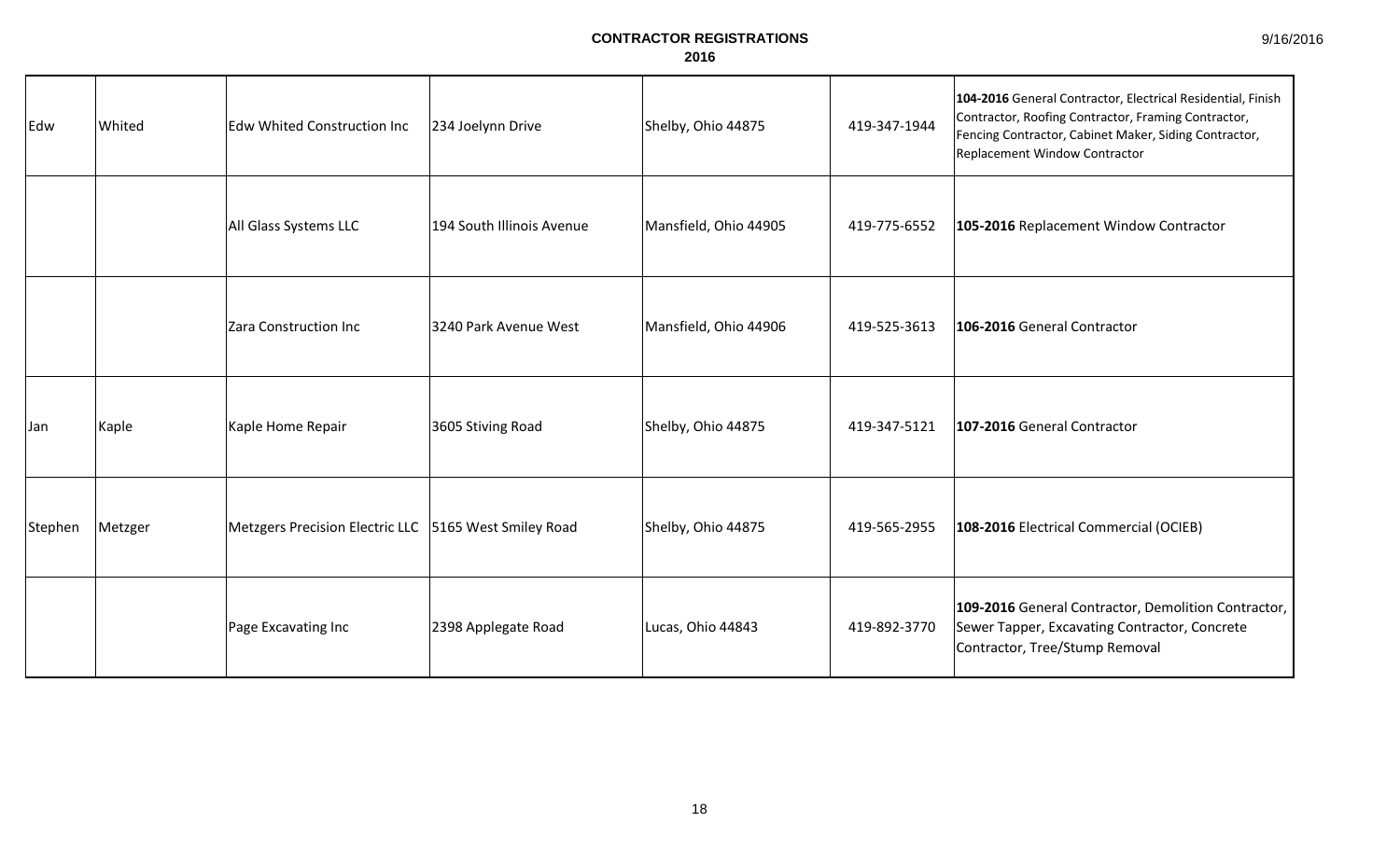**CONTRACTOR REGISTRATIONS**
**2016**

| | | | | | | |
|---|---|---|---|---|---|---|
| Edw | Whited | Edw Whited Construction Inc | 234 Joelynn Drive | Shelby, Ohio 44875 | 419-347-1944 | **104-2016** General Contractor, Electrical Residential, Finish Contractor, Roofing Contractor, Framing Contractor, Fencing Contractor, Cabinet Maker, Siding Contractor, Replacement Window Contractor |
| | | All Glass Systems LLC | 194 South Illinois Avenue | Mansfield, Ohio 44905 | 419-775-6552 | **105-2016** Replacement Window Contractor |
| | | Zara Construction Inc | 3240 Park Avenue West | Mansfield, Ohio 44906 | 419-525-3613 | **106-2016** General Contractor |
| Jan | Kaple | Kaple Home Repair | 3605 Stiving Road | Shelby, Ohio 44875 | 419-347-5121 | **107-2016** General Contractor |
| Stephen | Metzger | Metzgers Precision Electric LLC | 5165 West Smiley Road | Shelby, Ohio 44875 | 419-565-2955 | **108-2016** Electrical Commercial (OCIEB) |
| | | Page Excavating Inc | 2398 Applegate Road | Lucas, Ohio 44843 | 419-892-3770 | **109-2016** General Contractor, Demolition Contractor, Sewer Tapper, Excavating Contractor, Concrete Contractor, Tree/Stump Removal |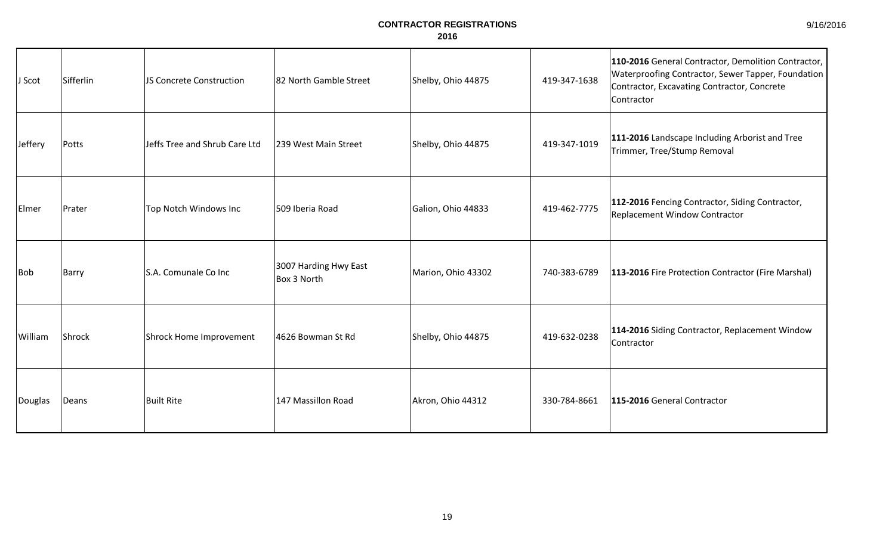**CONTRACTOR REGISTRATIONS**
**2016**

| | | | | | | |
|---|---|---|---|---|---|---|
| J Scot | Sifferlin | JS Concrete Construction | 82 North Gamble Street | Shelby, Ohio 44875 | 419-347-1638 | **110-2016** General Contractor, Demolition Contractor, Waterproofing Contractor, Sewer Tapper, Foundation Contractor, Excavating Contractor, Concrete Contractor |
| Jeffery | Potts | Jeffs Tree and Shrub Care Ltd | 239 West Main Street | Shelby, Ohio 44875 | 419-347-1019 | **111-2016** Landscape Including Arborist and Tree Trimmer, Tree/Stump Removal |
| Elmer | Prater | Top Notch Windows Inc | 509 Iberia Road | Galion, Ohio 44833 | 419-462-7775 | **112-2016** Fencing Contractor, Siding Contractor, Replacement Window Contractor |
| Bob | Barry | S.A. Comunale Co Inc | 3007 Harding Hwy East Box 3 North | Marion, Ohio 43302 | 740-383-6789 | **113-2016** Fire Protection Contractor (Fire Marshal) |
| William | Shrock | Shrock Home Improvement | 4626 Bowman St Rd | Shelby, Ohio 44875 | 419-632-0238 | **114-2016** Siding Contractor, Replacement Window Contractor |
| Douglas | Deans | Built Rite | 147 Massillon Road | Akron, Ohio 44312 | 330-784-8661 | **115-2016** General Contractor |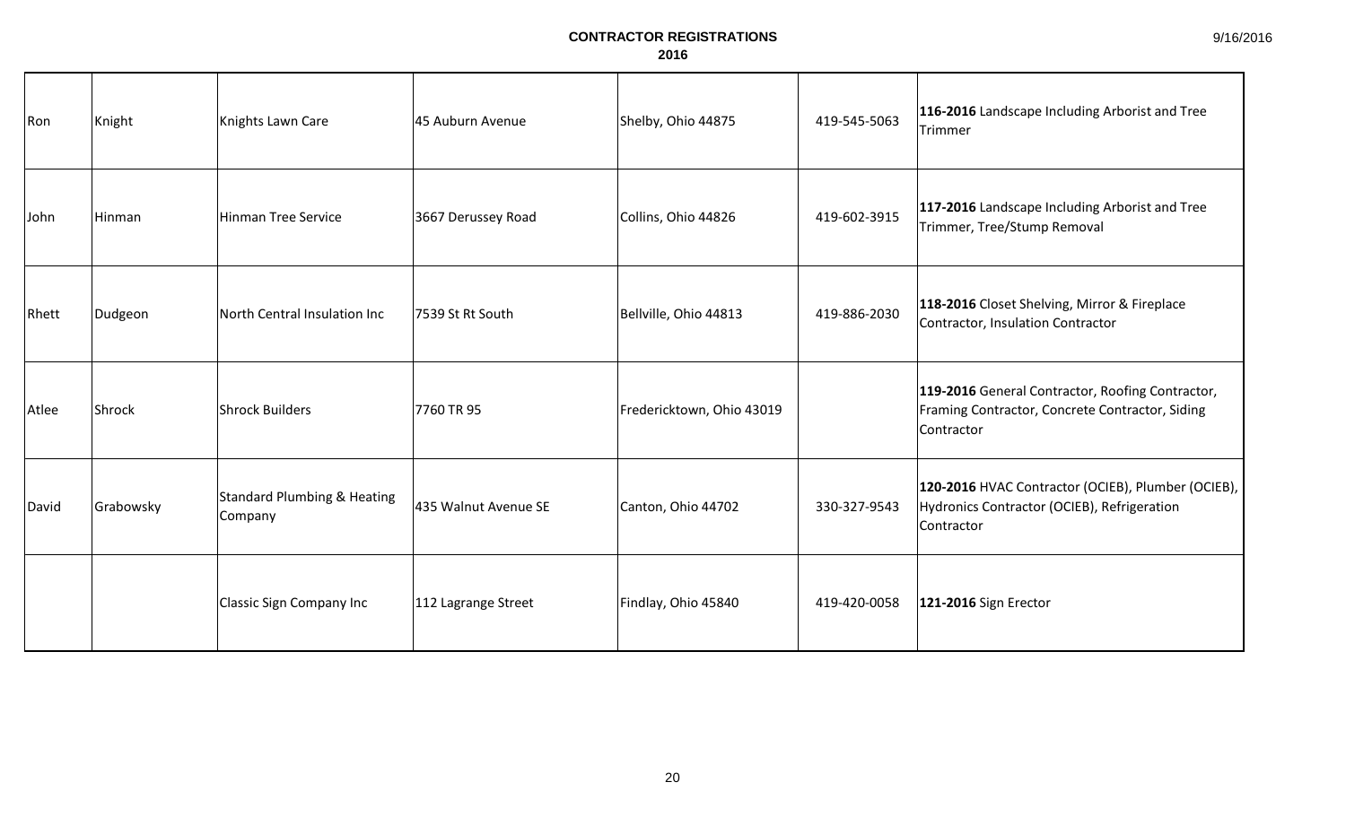# CONTRACTOR REGISTRATIONS

## 2016

| | | | | | | |
|---|---|---|---|---|---|---|
| Ron | Knight | Knights Lawn Care | 45 Auburn Avenue | Shelby, Ohio 44875 | 419-545-5063 | **116-2016** Landscape Including Arborist and Tree Trimmer |
| John | Hinman | Hinman Tree Service | 3667 Derussey Road | Collins, Ohio 44826 | 419-602-3915 | **117-2016** Landscape Including Arborist and Tree Trimmer, Tree/Stump Removal |
| Rhett | Dudgeon | North Central Insulation Inc | 7539 St Rt South | Bellville, Ohio 44813 | 419-886-2030 | **118-2016** Closet Shelving, Mirror & Fireplace Contractor, Insulation Contractor |
| Atlee | Shrock | Shrock Builders | 7760 TR 95 | Fredericktown, Ohio 43019 | | **119-2016** General Contractor, Roofing Contractor, Framing Contractor, Concrete Contractor, Siding Contractor |
| David | Grabowsky | Standard Plumbing & Heating Company | 435 Walnut Avenue SE | Canton, Ohio 44702 | 330-327-9543 | **120-2016** HVAC Contractor (OCIEB), Plumber (OCIEB), Hydronics Contractor (OCIEB), Refrigeration Contractor |
| | | Classic Sign Company Inc | 112 Lagrange Street | Findlay, Ohio 45840 | 419-420-0058 | **121-2016** Sign Erector |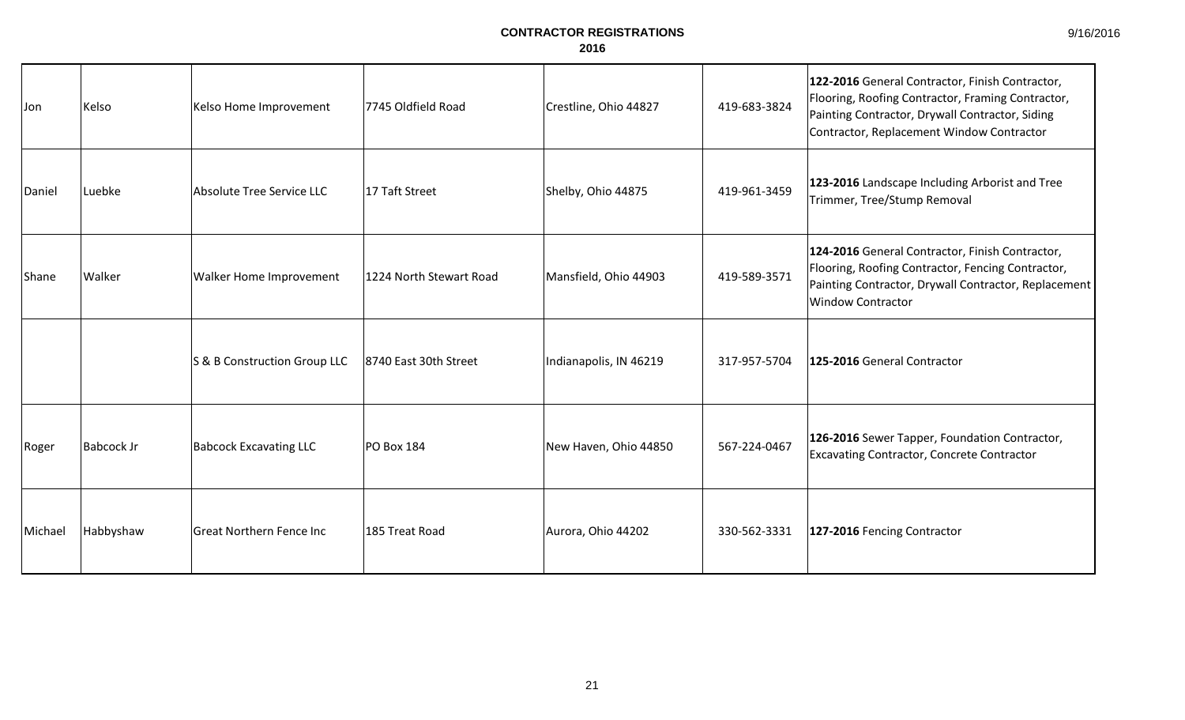**CONTRACTOR REGISTRATIONS**
**2016**

| | | | | | | |
|---|---|---|---|---|---|---|
| Jon | Kelso | Kelso Home Improvement | 7745 Oldfield Road | Crestline, Ohio 44827 | 419-683-3824 | **122-2016** General Contractor, Finish Contractor, Flooring, Roofing Contractor, Framing Contractor, Painting Contractor, Drywall Contractor, Siding Contractor, Replacement Window Contractor |
| Daniel | Luebke | Absolute Tree Service LLC | 17 Taft Street | Shelby, Ohio 44875 | 419-961-3459 | **123-2016** Landscape Including Arborist and Tree Trimmer, Tree/Stump Removal |
| Shane | Walker | Walker Home Improvement | 1224 North Stewart Road | Mansfield, Ohio 44903 | 419-589-3571 | **124-2016** General Contractor, Finish Contractor, Flooring, Roofing Contractor, Fencing Contractor, Painting Contractor, Drywall Contractor, Replacement Window Contractor |
| | | S & B Construction Group LLC | 8740 East 30th Street | Indianapolis, IN 46219 | 317-957-5704 | **125-2016** General Contractor |
| Roger | Babcock Jr | Babcock Excavating LLC | PO Box 184 | New Haven, Ohio 44850 | 567-224-0467 | **126-2016** Sewer Tapper, Foundation Contractor, Excavating Contractor, Concrete Contractor |
| Michael | Habbyshaw | Great Northern Fence Inc | 185 Treat Road | Aurora, Ohio 44202 | 330-562-3331 | **127-2016** Fencing Contractor |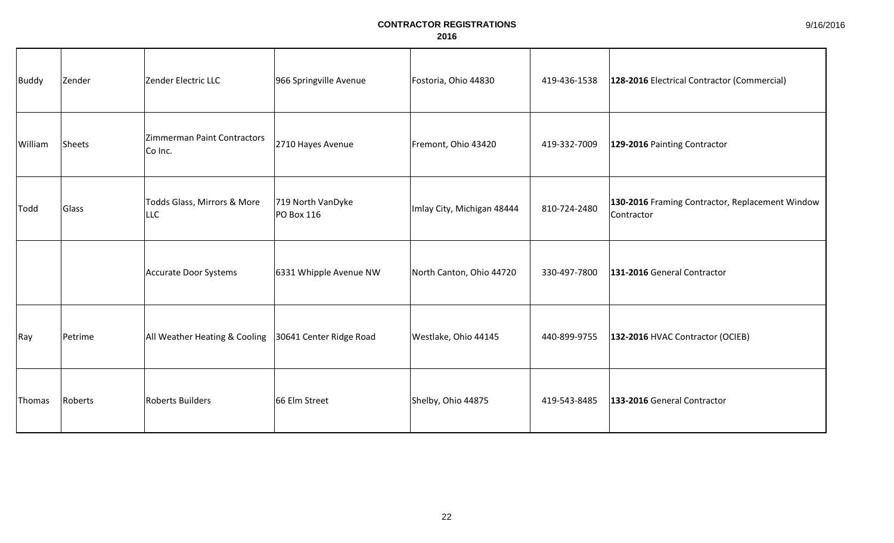# CONTRACTOR REGISTRATIONS

## 2016

| | | | | | | |
|---|---|---|---|---|---|---|
| Buddy | Zender | Zender Electric LLC | 966 Springville Avenue | Fostoria, Ohio 44830 | 419-436-1538 | **128-2016** Electrical Contractor (Commercial) |
| William | Sheets | Zimmerman Paint Contractors Co Inc. | 2710 Hayes Avenue | Fremont, Ohio 43420 | 419-332-7009 | **129-2016** Painting Contractor |
| Todd | Glass | Todds Glass, Mirrors & More LLC | 719 North VanDyke PO Box 116 | Imlay City, Michigan 48444 | 810-724-2480 | **130-2016** Framing Contractor, Replacement Window Contractor |
| | | Accurate Door Systems | 6331 Whipple Avenue NW | North Canton, Ohio 44720 | 330-497-7800 | **131-2016** General Contractor |
| Ray | Petrime | All Weather Heating & Cooling | 30641 Center Ridge Road | Westlake, Ohio 44145 | 440-899-9755 | **132-2016** HVAC Contractor (OCIEB) |
| Thomas | Roberts | Roberts Builders | 66 Elm Street | Shelby, Ohio 44875 | 419-543-8485 | **133-2016** General Contractor |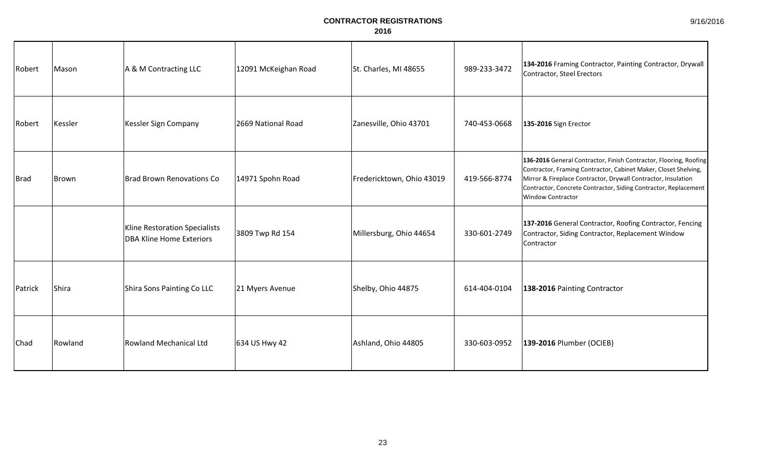# CONTRACTOR REGISTRATIONS
## 2016

| | | | | | | |
|---|---|---|---|---|---|---|
| Robert | Mason | A & M Contracting LLC | 12091 McKeighan Road | St. Charles, MI 48655 | 989-233-3472 | **134-2016** Framing Contractor, Painting Contractor, Drywall Contractor, Steel Erectors |
| Robert | Kessler | Kessler Sign Company | 2669 National Road | Zanesville, Ohio 43701 | 740-453-0668 | **135-2016** Sign Erector |
| Brad | Brown | Brad Brown Renovations Co | 14971 Spohn Road | Fredericktown, Ohio 43019 | 419-566-8774 | **136-2016** General Contractor, Finish Contractor, Flooring, Roofing Contractor, Framing Contractor, Cabinet Maker, Closet Shelving, Mirror & Fireplace Contractor, Drywall Contractor, Insulation Contractor, Concrete Contractor, Siding Contractor, Replacement Window Contractor |
| | | Kline Restoration Specialists DBA Kline Home Exteriors | 3809 Twp Rd 154 | Millersburg, Ohio 44654 | 330-601-2749 | **137-2016** General Contractor, Roofing Contractor, Fencing Contractor, Siding Contractor, Replacement Window Contractor |
| Patrick | Shira | Shira Sons Painting Co LLC | 21 Myers Avenue | Shelby, Ohio 44875 | 614-404-0104 | **138-2016** Painting Contractor |
| Chad | Rowland | Rowland Mechanical Ltd | 634 US Hwy 42 | Ashland, Ohio 44805 | 330-603-0952 | **139-2016** Plumber (OCIEB) |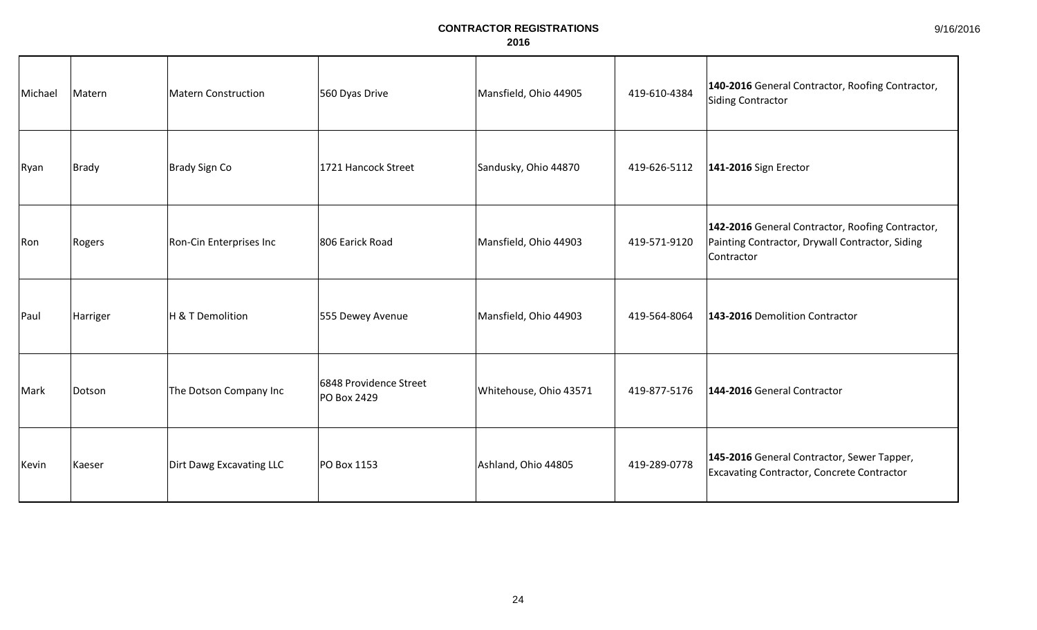**CONTRACTOR REGISTRATIONS**
**2016**

| | | | | | | |
|---|---|---|---|---|---|---|
| Michael | Matern | Matern Construction | 560 Dyas Drive | Mansfield, Ohio 44905 | 419-610-4384 | **140-2016** General Contractor, Roofing Contractor, Siding Contractor |
| Ryan | Brady | Brady Sign Co | 1721 Hancock Street | Sandusky, Ohio 44870 | 419-626-5112 | **141-2016** Sign Erector |
| Ron | Rogers | Ron-Cin Enterprises Inc | 806 Earick Road | Mansfield, Ohio 44903 | 419-571-9120 | **142-2016** General Contractor, Roofing Contractor, Painting Contractor, Drywall Contractor, Siding Contractor |
| Paul | Harriger | H & T Demolition | 555 Dewey Avenue | Mansfield, Ohio 44903 | 419-564-8064 | **143-2016** Demolition Contractor |
| Mark | Dotson | The Dotson Company Inc | 6848 Providence Street PO Box 2429 | Whitehouse, Ohio 43571 | 419-877-5176 | **144-2016** General Contractor |
| Kevin | Kaeser | Dirt Dawg Excavating LLC | PO Box 1153 | Ashland, Ohio 44805 | 419-289-0778 | **145-2016** General Contractor, Sewer Tapper, Excavating Contractor, Concrete Contractor |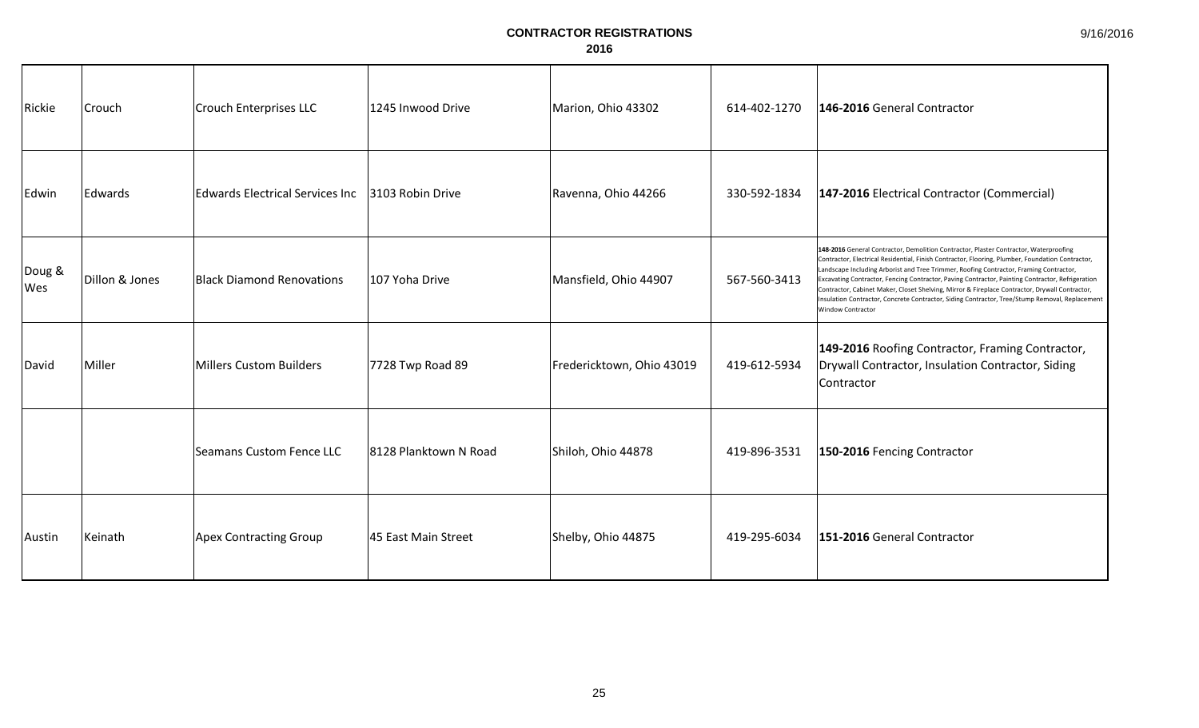# CONTRACTOR REGISTRATIONS
## 2016

| | | | | | | |
|---|---|---|---|---|---|---|
| Rickie | Crouch | Crouch Enterprises LLC | 1245 Inwood Drive | Marion, Ohio 43302 | 614-402-1270 | **146-2016** General Contractor |
| Edwin | Edwards | Edwards Electrical Services Inc | 3103 Robin Drive | Ravenna, Ohio 44266 | 330-592-1834 | **147-2016** Electrical Contractor (Commercial) |
| Doug & Wes | Dillon & Jones | Black Diamond Renovations | 107 Yoha Drive | Mansfield, Ohio 44907 | 567-560-3413 | **148-2016** General Contractor, Demolition Contractor, Plaster Contractor, Waterproofing Contractor, Electrical Residential, Finish Contractor, Flooring, Plumber, Foundation Contractor, Landscape Including Arborist and Tree Trimmer, Roofing Contractor, Framing Contractor, Excavating Contractor, Fencing Contractor, Paving Contractor, Painting Contractor, Refrigeration Contractor, Cabinet Maker, Closet Shelving, Mirror & Fireplace Contractor, Drywall Contractor, Insulation Contractor, Concrete Contractor, Siding Contractor, Tree/Stump Removal, Replacement Window Contractor |
| David | Miller | Millers Custom Builders | 7728 Twp Road 89 | Fredericktown, Ohio 43019 | 419-612-5934 | **149-2016** Roofing Contractor, Framing Contractor, Drywall Contractor, Insulation Contractor, Siding Contractor |
| | | Seamans Custom Fence LLC | 8128 Planktown N Road | Shiloh, Ohio 44878 | 419-896-3531 | **150-2016** Fencing Contractor |
| Austin | Keinath | Apex Contracting Group | 45 East Main Street | Shelby, Ohio 44875 | 419-295-6034 | **151-2016** General Contractor |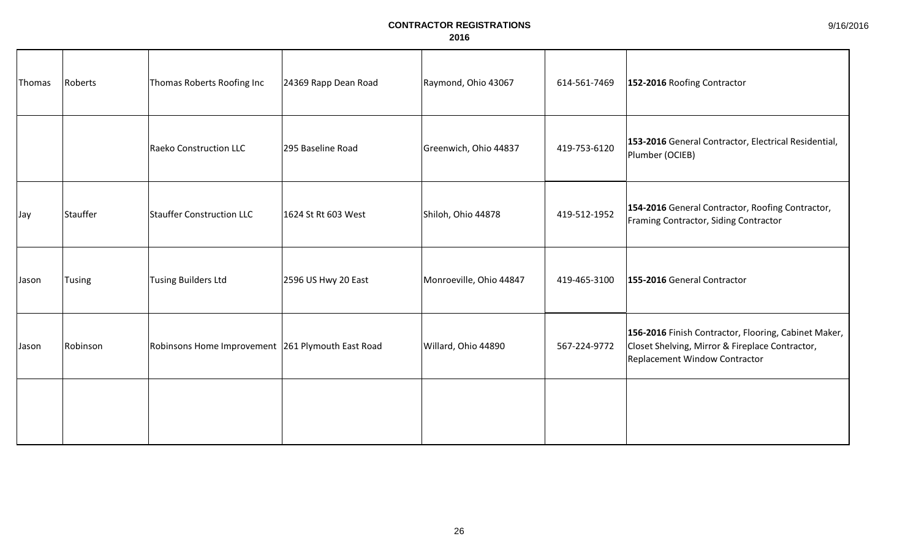**CONTRACTOR REGISTRATIONS**
**2016**

| | | | | | | |
|---|---|---|---|---|---|---|
| Thomas | Roberts | Thomas Roberts Roofing Inc | 24369 Rapp Dean Road | Raymond, Ohio 43067 | 614-561-7469 | **152-2016** Roofing Contractor |
| | | Raeko Construction LLC | 295 Baseline Road | Greenwich, Ohio 44837 | 419-753-6120 | **153-2016** General Contractor, Electrical Residential, Plumber (OCIEB) |
| Jay | Stauffer | Stauffer Construction LLC | 1624 St Rt 603 West | Shiloh, Ohio 44878 | 419-512-1952 | **154-2016** General Contractor, Roofing Contractor, Framing Contractor, Siding Contractor |
| Jason | Tusing | Tusing Builders Ltd | 2596 US Hwy 20 East | Monroeville, Ohio 44847 | 419-465-3100 | **155-2016** General Contractor |
| Jason | Robinson | Robinsons Home Improvement | 261 Plymouth East Road | Willard, Ohio 44890 | 567-224-9772 | **156-2016** Finish Contractor, Flooring, Cabinet Maker, Closet Shelving, Mirror & Fireplace Contractor, Replacement Window Contractor |
| | | | | | | |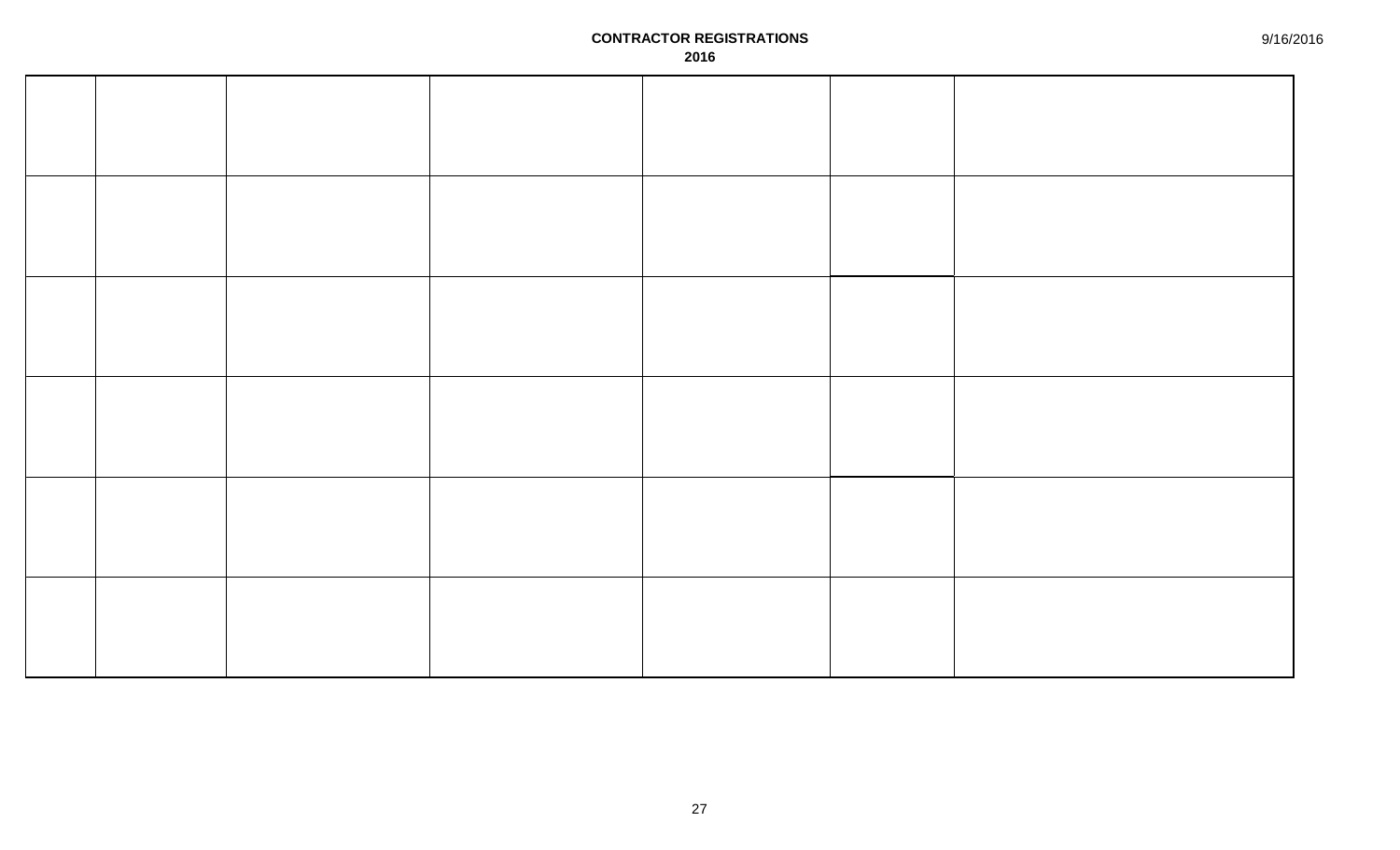**CONTRACTOR REGISTRATIONS**
**2016**

| | | | | | | |
|---|---|---|---|---|---|---|
| | | | | | | |
| | | | | | | |
| | | | | | | |
| | | | | | | |
| | | | | | | |
| | | | | | | |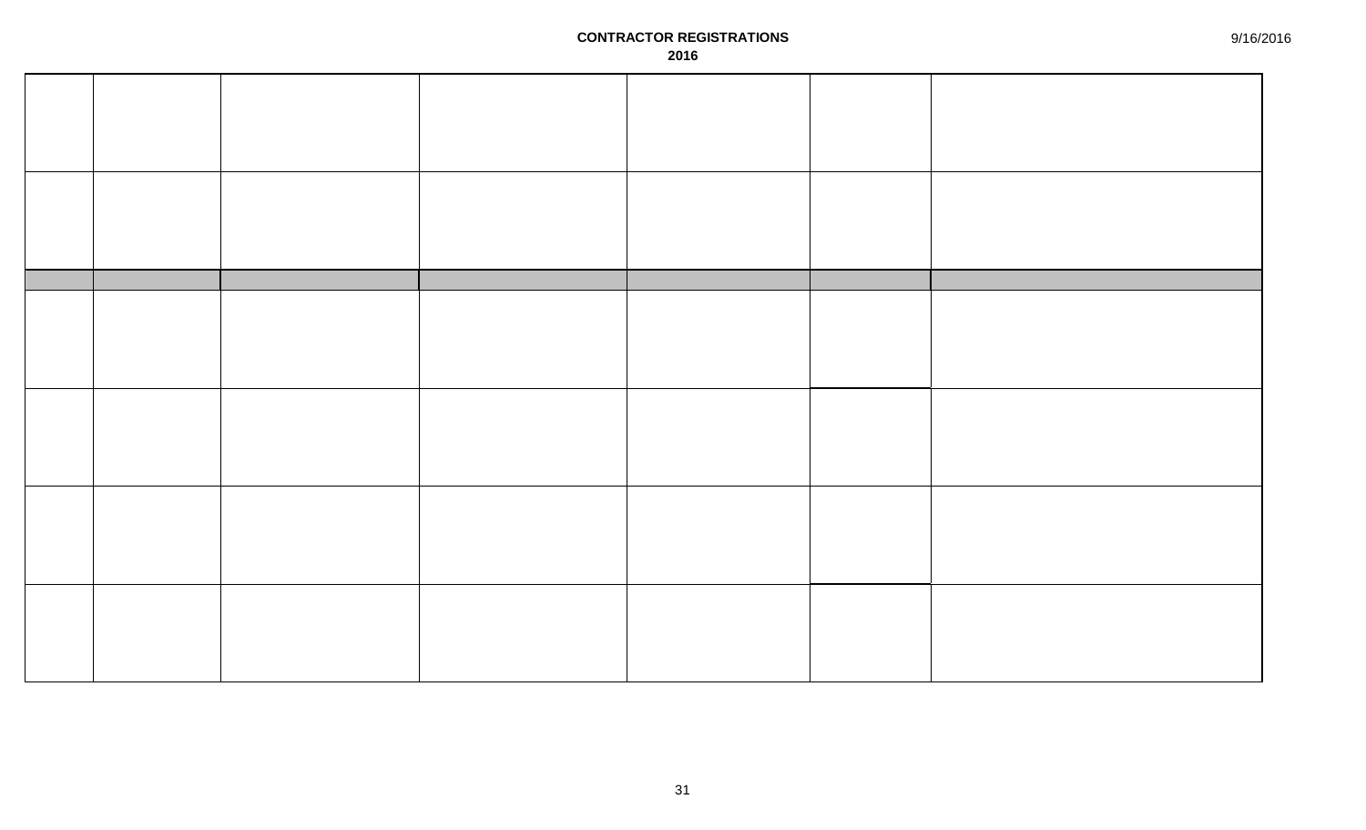**CONTRACTOR REGISTRATIONS**
**2016**

| | | | | | | |
|---|---|---|---|---|---|---|
| | | | | | | |
| | | | | | | |
| | | | | | | |
| | | | | | | |
| | | | | | | |
| | | | | | | |
| | | | | | | |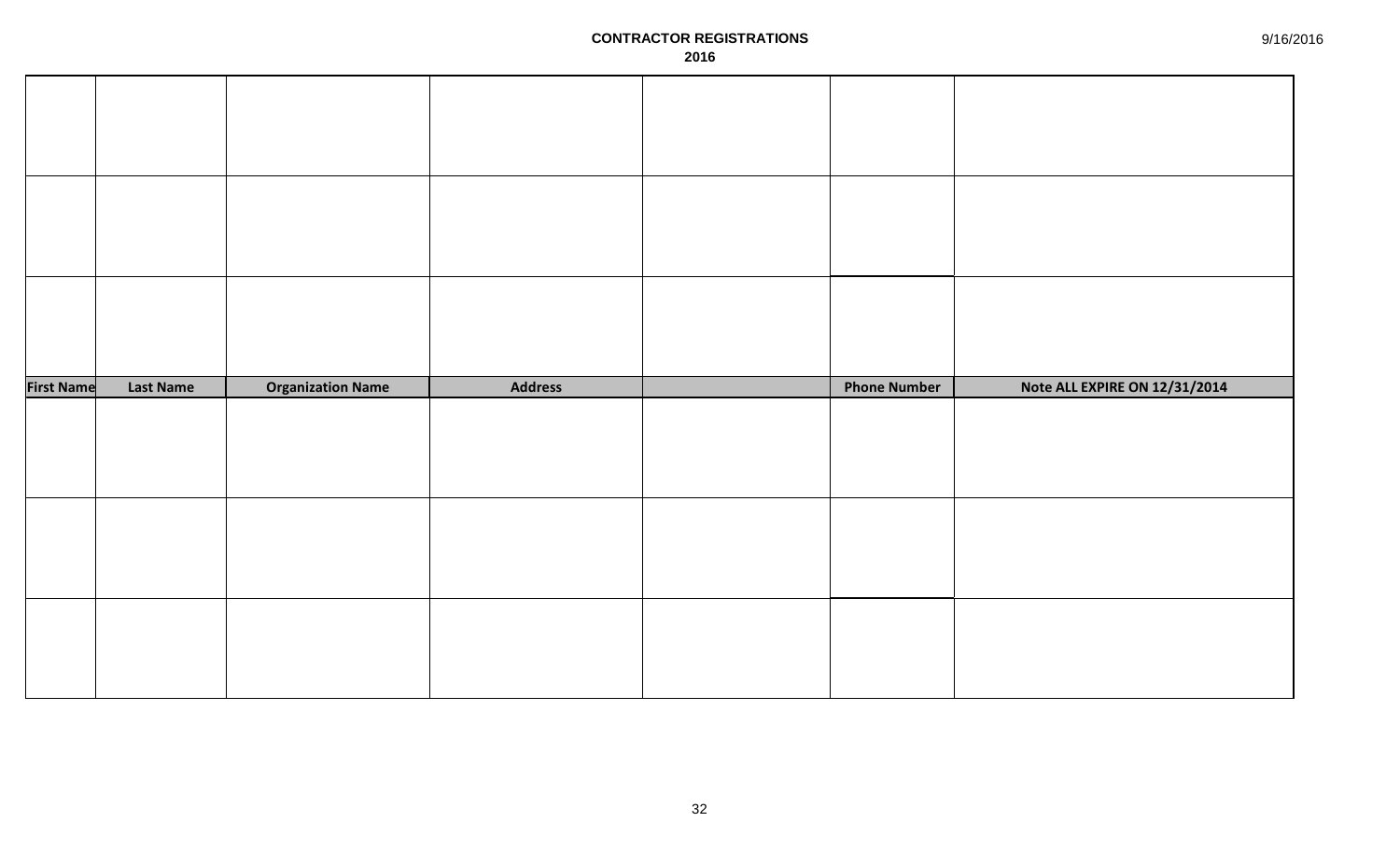**CONTRACTOR REGISTRATIONS**
**2016**

9/16/2016

| | | | | | | |
|---|---|---|---|---|---|---|
| | | | | | | |
| | | | | | | |
| | | | | | | |
| **First Name** | **Last Name** | **Organization Name** | **Address** | | **Phone Number** | **Note ALL EXPIRE ON 12/31/2014** |
| | | | | | | |
| | | | | | | |
| | | | | | | |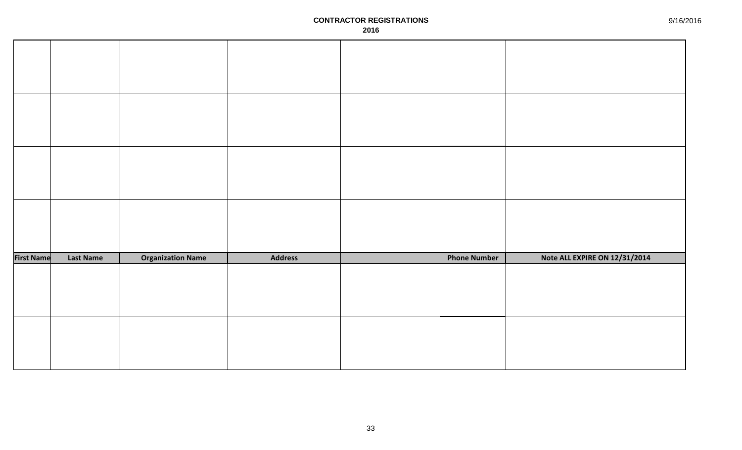**CONTRACTOR REGISTRATIONS**
**2016**

9/16/2016

| First Name | Last Name | Organization Name | Address | | Phone Number | Note ALL EXPIRE ON 12/31/2014 |
|---|---|---|---|---|---|---|
| | | | | | | |
| | | | | | | |
| | | | | | | |
| | | | | | | |
| | | | | | | |
| | | | | | | |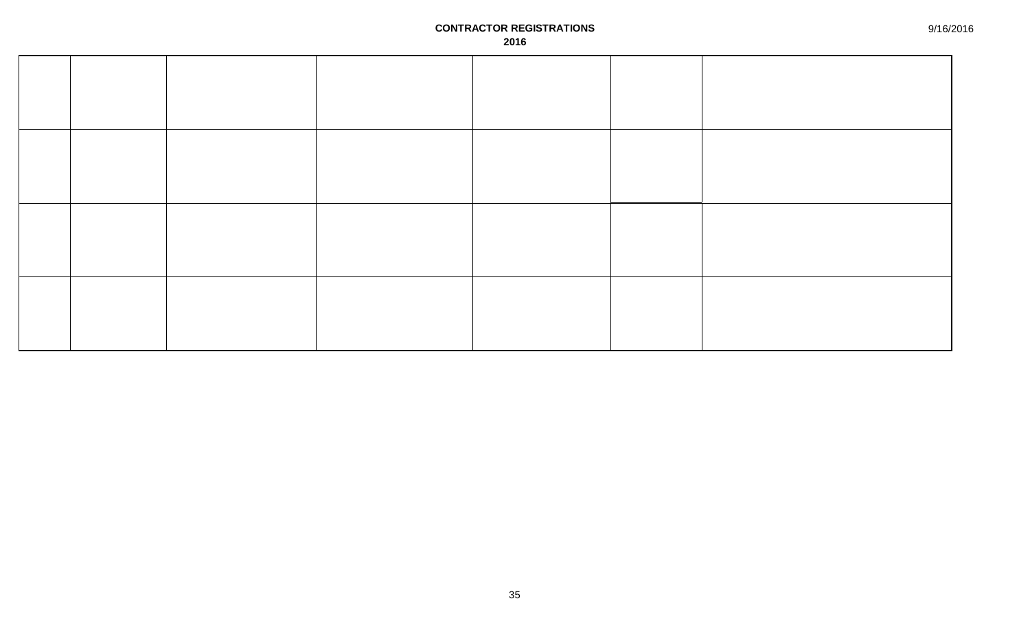**CONTRACTOR REGISTRATIONS**
**2016**

| | | | | | | |
|---|---|---|---|---|---|---|
| | | | | | | |
| | | | | | | |
| | | | | | | |
| | | | | | | |